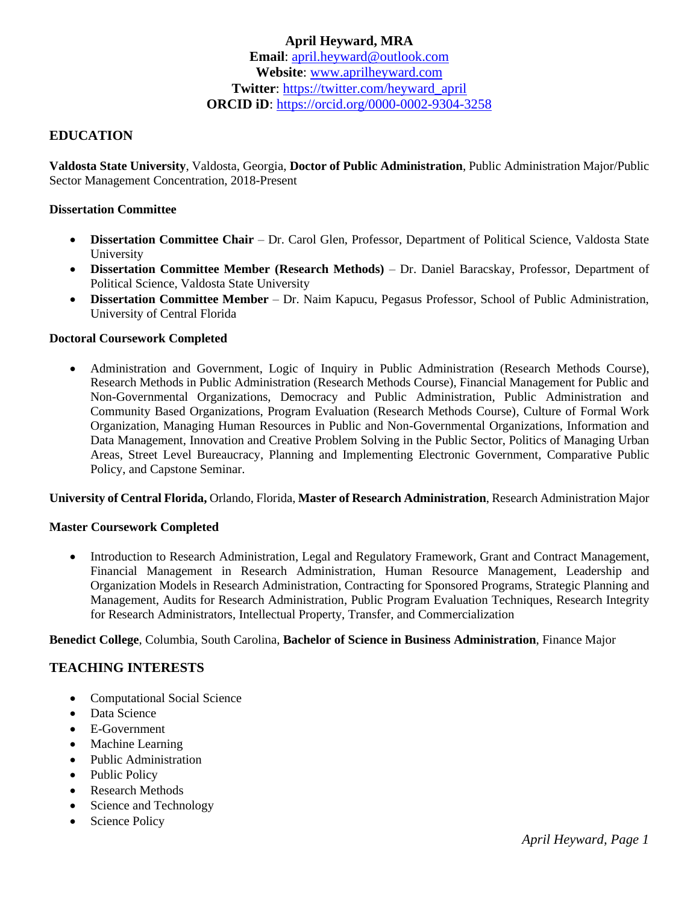# April Heyward, MRA

**Email**: april.heyward@outlook.com
**Website**: www.aprilheyward.com
**Twitter**: https://twitter.com/heyward_april
**ORCID iD**: https://orcid.org/0000-0002-9304-3258

## EDUCATION

**Valdosta State University**, Valdosta, Georgia, **Doctor of Public Administration**, Public Administration Major/Public Sector Management Concentration, 2018-Present

**Dissertation Committee**

- **Dissertation Committee Chair** – Dr. Carol Glen, Professor, Department of Political Science, Valdosta State University
- **Dissertation Committee Member (Research Methods)** – Dr. Daniel Baracskay, Professor, Department of Political Science, Valdosta State University
- **Dissertation Committee Member** – Dr. Naim Kapucu, Pegasus Professor, School of Public Administration, University of Central Florida

**Doctoral Coursework Completed**

- Administration and Government, Logic of Inquiry in Public Administration (Research Methods Course), Research Methods in Public Administration (Research Methods Course), Financial Management for Public and Non-Governmental Organizations, Democracy and Public Administration, Public Administration and Community Based Organizations, Program Evaluation (Research Methods Course), Culture of Formal Work Organization, Managing Human Resources in Public and Non-Governmental Organizations, Information and Data Management, Innovation and Creative Problem Solving in the Public Sector, Politics of Managing Urban Areas, Street Level Bureaucracy, Planning and Implementing Electronic Government, Comparative Public Policy, and Capstone Seminar.

**University of Central Florida,** Orlando, Florida, **Master of Research Administration**, Research Administration Major

**Master Coursework Completed**

- Introduction to Research Administration, Legal and Regulatory Framework, Grant and Contract Management, Financial Management in Research Administration, Human Resource Management, Leadership and Organization Models in Research Administration, Contracting for Sponsored Programs, Strategic Planning and Management, Audits for Research Administration, Public Program Evaluation Techniques, Research Integrity for Research Administrators, Intellectual Property, Transfer, and Commercialization

**Benedict College**, Columbia, South Carolina, **Bachelor of Science in Business Administration**, Finance Major

## TEACHING INTERESTS

- Computational Social Science
- Data Science
- E-Government
- Machine Learning
- Public Administration
- Public Policy
- Research Methods
- Science and Technology
- Science Policy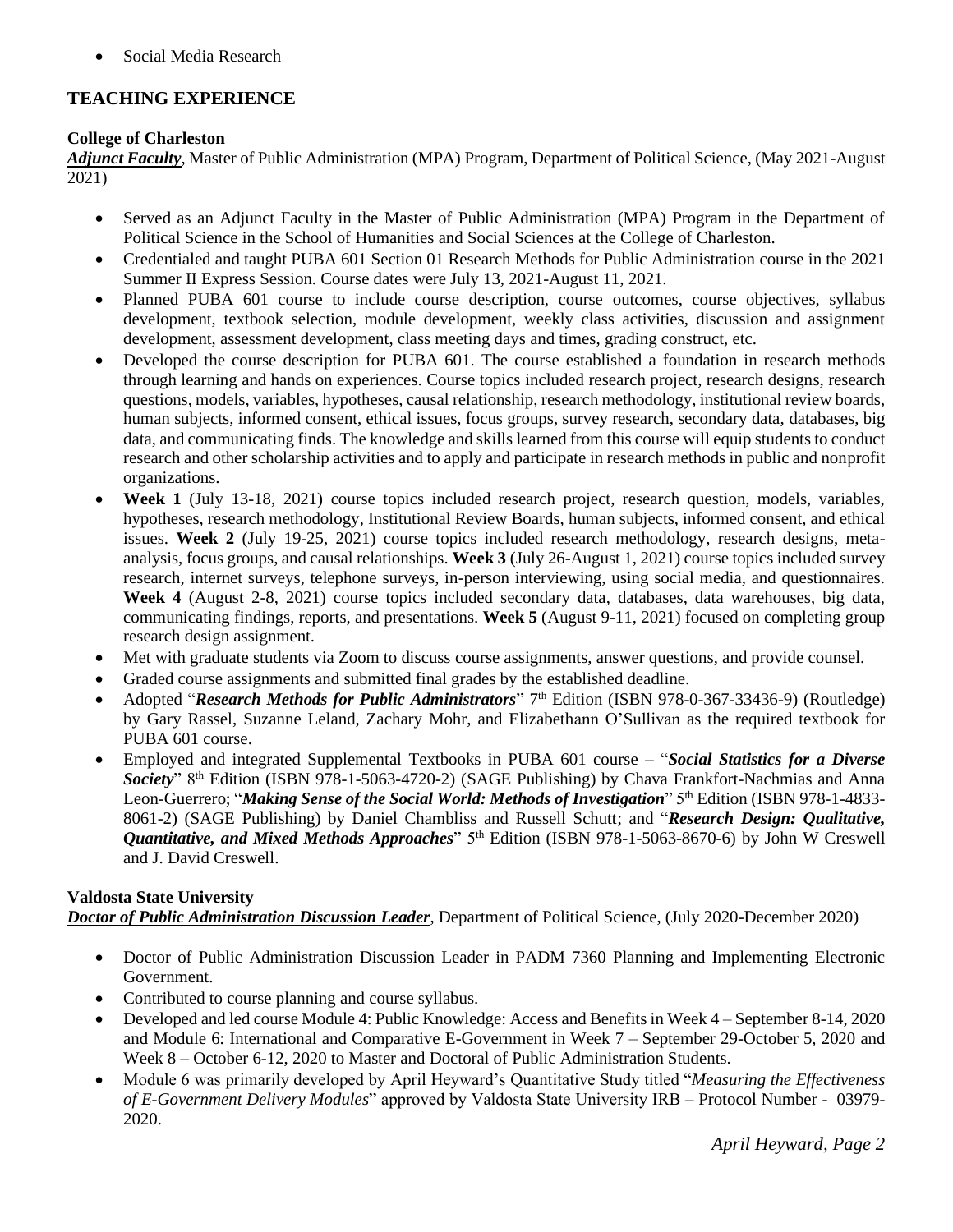- Social Media Research

## TEACHING EXPERIENCE

**College of Charleston**
***Adjunct Faculty***, Master of Public Administration (MPA) Program, Department of Political Science, (May 2021-August 2021)

- Served as an Adjunct Faculty in the Master of Public Administration (MPA) Program in the Department of Political Science in the School of Humanities and Social Sciences at the College of Charleston.
- Credentialed and taught PUBA 601 Section 01 Research Methods for Public Administration course in the 2021 Summer II Express Session. Course dates were July 13, 2021-August 11, 2021.
- Planned PUBA 601 course to include course description, course outcomes, course objectives, syllabus development, textbook selection, module development, weekly class activities, discussion and assignment development, assessment development, class meeting days and times, grading construct, etc.
- Developed the course description for PUBA 601. The course established a foundation in research methods through learning and hands on experiences. Course topics included research project, research designs, research questions, models, variables, hypotheses, causal relationship, research methodology, institutional review boards, human subjects, informed consent, ethical issues, focus groups, survey research, secondary data, databases, big data, and communicating finds. The knowledge and skills learned from this course will equip students to conduct research and other scholarship activities and to apply and participate in research methods in public and nonprofit organizations.
- **Week 1** (July 13-18, 2021) course topics included research project, research question, models, variables, hypotheses, research methodology, Institutional Review Boards, human subjects, informed consent, and ethical issues. **Week 2** (July 19-25, 2021) course topics included research methodology, research designs, meta-analysis, focus groups, and causal relationships. **Week 3** (July 26-August 1, 2021) course topics included survey research, internet surveys, telephone surveys, in-person interviewing, using social media, and questionnaires. **Week 4** (August 2-8, 2021) course topics included secondary data, databases, data warehouses, big data, communicating findings, reports, and presentations. **Week 5** (August 9-11, 2021) focused on completing group research design assignment.
- Met with graduate students via Zoom to discuss course assignments, answer questions, and provide counsel.
- Graded course assignments and submitted final grades by the established deadline.
- Adopted "***Research Methods for Public Administrators***" 7th Edition (ISBN 978-0-367-33436-9) (Routledge) by Gary Rassel, Suzanne Leland, Zachary Mohr, and Elizabethann O'Sullivan as the required textbook for PUBA 601 course.
- Employed and integrated Supplemental Textbooks in PUBA 601 course – "***Social Statistics for a Diverse Society***" 8th Edition (ISBN 978-1-5063-4720-2) (SAGE Publishing) by Chava Frankfort-Nachmias and Anna Leon-Guerrero; "***Making Sense of the Social World: Methods of Investigation***" 5th Edition (ISBN 978-1-4833-8061-2) (SAGE Publishing) by Daniel Chambliss and Russell Schutt; and "***Research Design: Qualitative, Quantitative, and Mixed Methods Approaches***" 5th Edition (ISBN 978-1-5063-8670-6) by John W Creswell and J. David Creswell.

**Valdosta State University**
***Doctor of Public Administration Discussion Leader***, Department of Political Science, (July 2020-December 2020)

- Doctor of Public Administration Discussion Leader in PADM 7360 Planning and Implementing Electronic Government.
- Contributed to course planning and course syllabus.
- Developed and led course Module 4: Public Knowledge: Access and Benefits in Week 4 – September 8-14, 2020 and Module 6: International and Comparative E-Government in Week 7 – September 29-October 5, 2020 and Week 8 – October 6-12, 2020 to Master and Doctoral of Public Administration Students.
- Module 6 was primarily developed by April Heyward's Quantitative Study titled "*Measuring the Effectiveness of E-Government Delivery Modules*" approved by Valdosta State University IRB – Protocol Number - 03979-2020.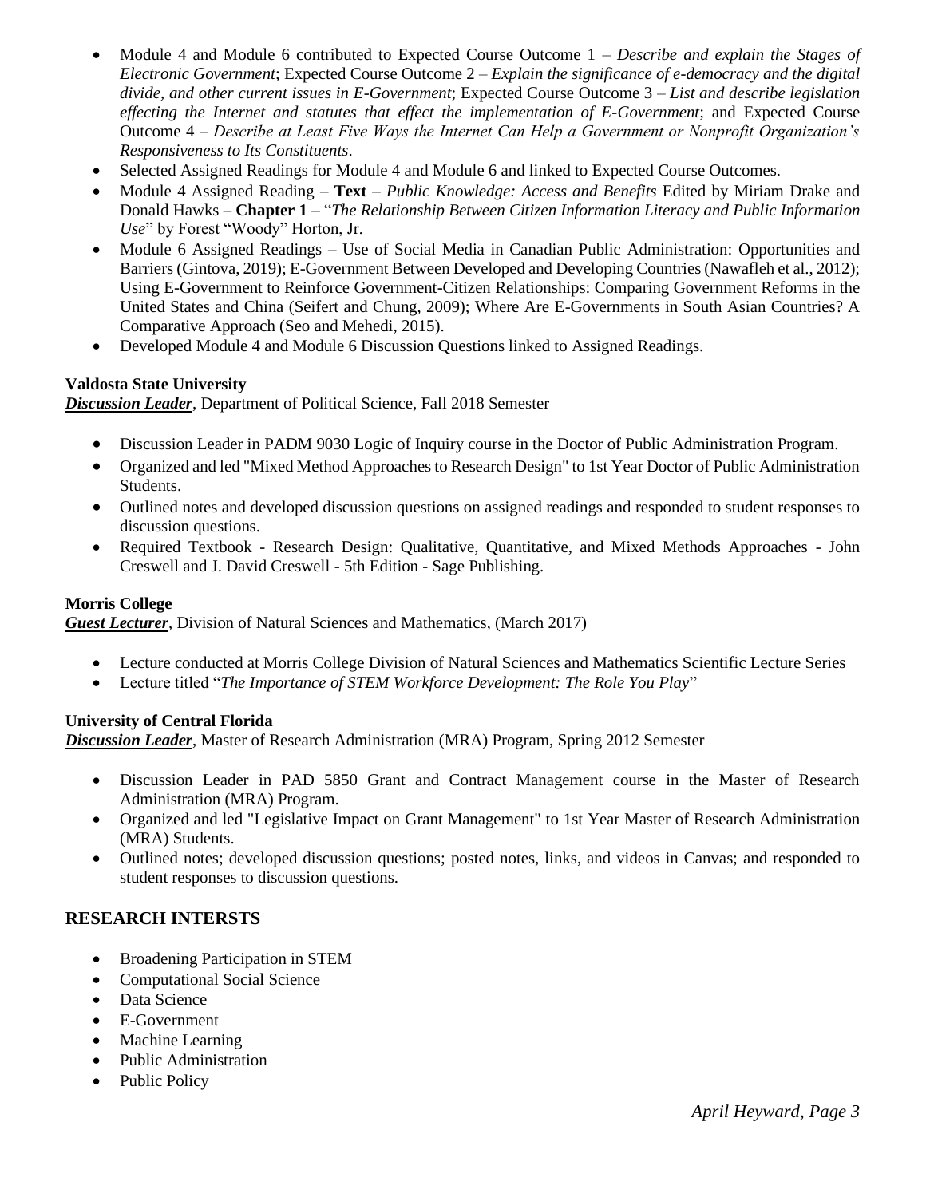- Module 4 and Module 6 contributed to Expected Course Outcome 1 – *Describe and explain the Stages of Electronic Government*; Expected Course Outcome 2 – *Explain the significance of e-democracy and the digital divide, and other current issues in E-Government*; Expected Course Outcome 3 – *List and describe legislation effecting the Internet and statutes that effect the implementation of E-Government*; and Expected Course Outcome 4 – *Describe at Least Five Ways the Internet Can Help a Government or Nonprofit Organization's Responsiveness to Its Constituents*.
- Selected Assigned Readings for Module 4 and Module 6 and linked to Expected Course Outcomes.
- Module 4 Assigned Reading – **Text** – *Public Knowledge: Access and Benefits* Edited by Miriam Drake and Donald Hawks – **Chapter 1** – "*The Relationship Between Citizen Information Literacy and Public Information Use*" by Forest "Woody" Horton, Jr.
- Module 6 Assigned Readings – Use of Social Media in Canadian Public Administration: Opportunities and Barriers (Gintova, 2019); E-Government Between Developed and Developing Countries (Nawafleh et al., 2012); Using E-Government to Reinforce Government-Citizen Relationships: Comparing Government Reforms in the United States and China (Seifert and Chung, 2009); Where Are E-Governments in South Asian Countries? A Comparative Approach (Seo and Mehedi, 2015).
- Developed Module 4 and Module 6 Discussion Questions linked to Assigned Readings.

**Valdosta State University**
***Discussion Leader***, Department of Political Science, Fall 2018 Semester

- Discussion Leader in PADM 9030 Logic of Inquiry course in the Doctor of Public Administration Program.
- Organized and led "Mixed Method Approaches to Research Design" to 1st Year Doctor of Public Administration Students.
- Outlined notes and developed discussion questions on assigned readings and responded to student responses to discussion questions.
- Required Textbook - Research Design: Qualitative, Quantitative, and Mixed Methods Approaches - John Creswell and J. David Creswell - 5th Edition - Sage Publishing.

**Morris College**
***Guest Lecturer***, Division of Natural Sciences and Mathematics, (March 2017)

- Lecture conducted at Morris College Division of Natural Sciences and Mathematics Scientific Lecture Series
- Lecture titled "*The Importance of STEM Workforce Development: The Role You Play*"

**University of Central Florida**
***Discussion Leader***, Master of Research Administration (MRA) Program, Spring 2012 Semester

- Discussion Leader in PAD 5850 Grant and Contract Management course in the Master of Research Administration (MRA) Program.
- Organized and led "Legislative Impact on Grant Management" to 1st Year Master of Research Administration (MRA) Students.
- Outlined notes; developed discussion questions; posted notes, links, and videos in Canvas; and responded to student responses to discussion questions.

## RESEARCH INTERSTS

- Broadening Participation in STEM
- Computational Social Science
- Data Science
- E-Government
- Machine Learning
- Public Administration
- Public Policy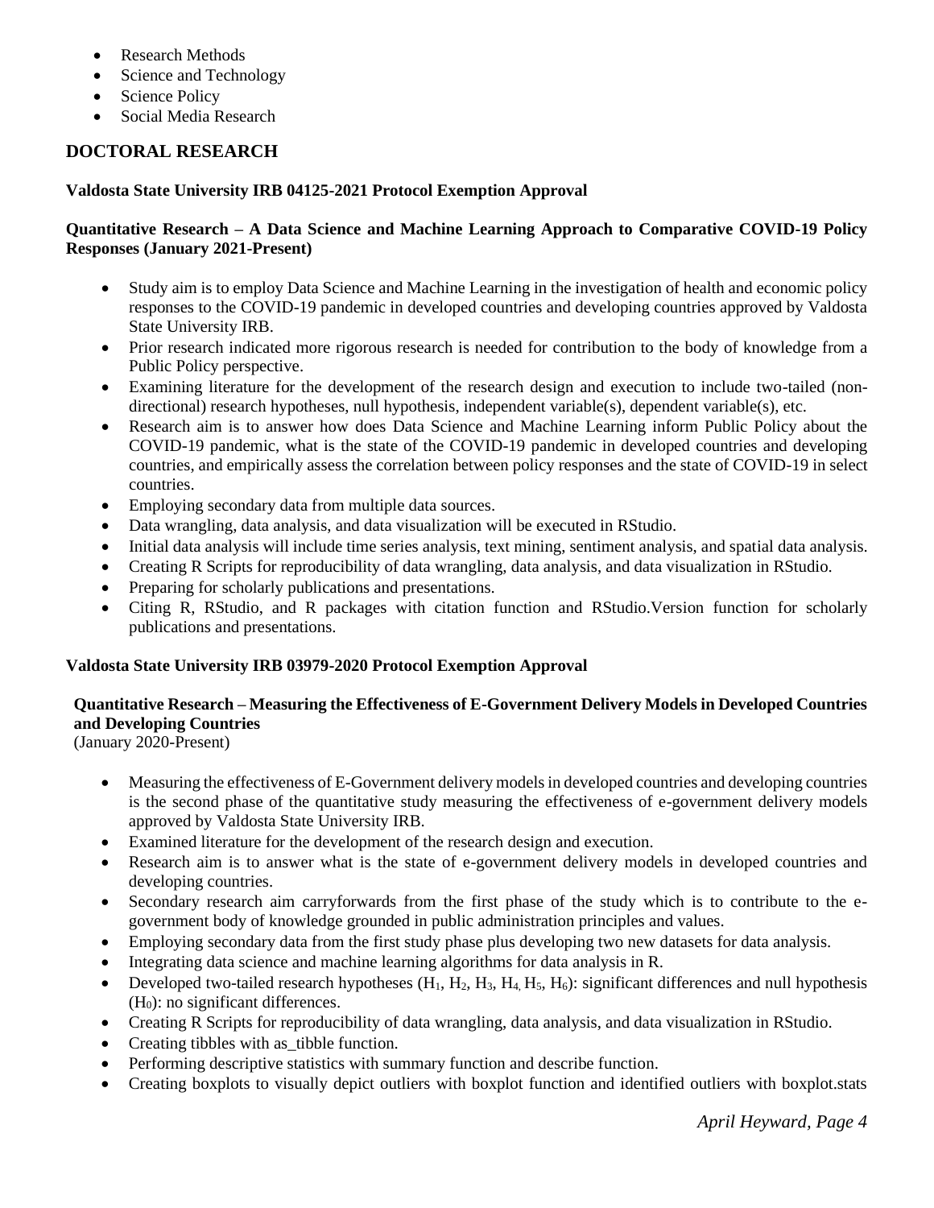- Research Methods
- Science and Technology
- Science Policy
- Social Media Research

## DOCTORAL RESEARCH

**Valdosta State University IRB 04125-2021 Protocol Exemption Approval**

**Quantitative Research – A Data Science and Machine Learning Approach to Comparative COVID-19 Policy Responses (January 2021-Present)**

- Study aim is to employ Data Science and Machine Learning in the investigation of health and economic policy responses to the COVID-19 pandemic in developed countries and developing countries approved by Valdosta State University IRB.
- Prior research indicated more rigorous research is needed for contribution to the body of knowledge from a Public Policy perspective.
- Examining literature for the development of the research design and execution to include two-tailed (non-directional) research hypotheses, null hypothesis, independent variable(s), dependent variable(s), etc.
- Research aim is to answer how does Data Science and Machine Learning inform Public Policy about the COVID-19 pandemic, what is the state of the COVID-19 pandemic in developed countries and developing countries, and empirically assess the correlation between policy responses and the state of COVID-19 in select countries.
- Employing secondary data from multiple data sources.
- Data wrangling, data analysis, and data visualization will be executed in RStudio.
- Initial data analysis will include time series analysis, text mining, sentiment analysis, and spatial data analysis.
- Creating R Scripts for reproducibility of data wrangling, data analysis, and data visualization in RStudio.
- Preparing for scholarly publications and presentations.
- Citing R, RStudio, and R packages with citation function and RStudio.Version function for scholarly publications and presentations.

**Valdosta State University IRB 03979-2020 Protocol Exemption Approval**

**Quantitative Research – Measuring the Effectiveness of E-Government Delivery Models in Developed Countries and Developing Countries**
(January 2020-Present)

- Measuring the effectiveness of E-Government delivery models in developed countries and developing countries is the second phase of the quantitative study measuring the effectiveness of e-government delivery models approved by Valdosta State University IRB.
- Examined literature for the development of the research design and execution.
- Research aim is to answer what is the state of e-government delivery models in developed countries and developing countries.
- Secondary research aim carryforwards from the first phase of the study which is to contribute to the e-government body of knowledge grounded in public administration principles and values.
- Employing secondary data from the first study phase plus developing two new datasets for data analysis.
- Integrating data science and machine learning algorithms for data analysis in R.
- Developed two-tailed research hypotheses ($H_1$, $H_2$, $H_3$, $H_4$, $H_5$, $H_6$): significant differences and null hypothesis ($H_0$): no significant differences.
- Creating R Scripts for reproducibility of data wrangling, data analysis, and data visualization in RStudio.
- Creating tibbles with as_tibble function.
- Performing descriptive statistics with summary function and describe function.
- Creating boxplots to visually depict outliers with boxplot function and identified outliers with boxplot.stats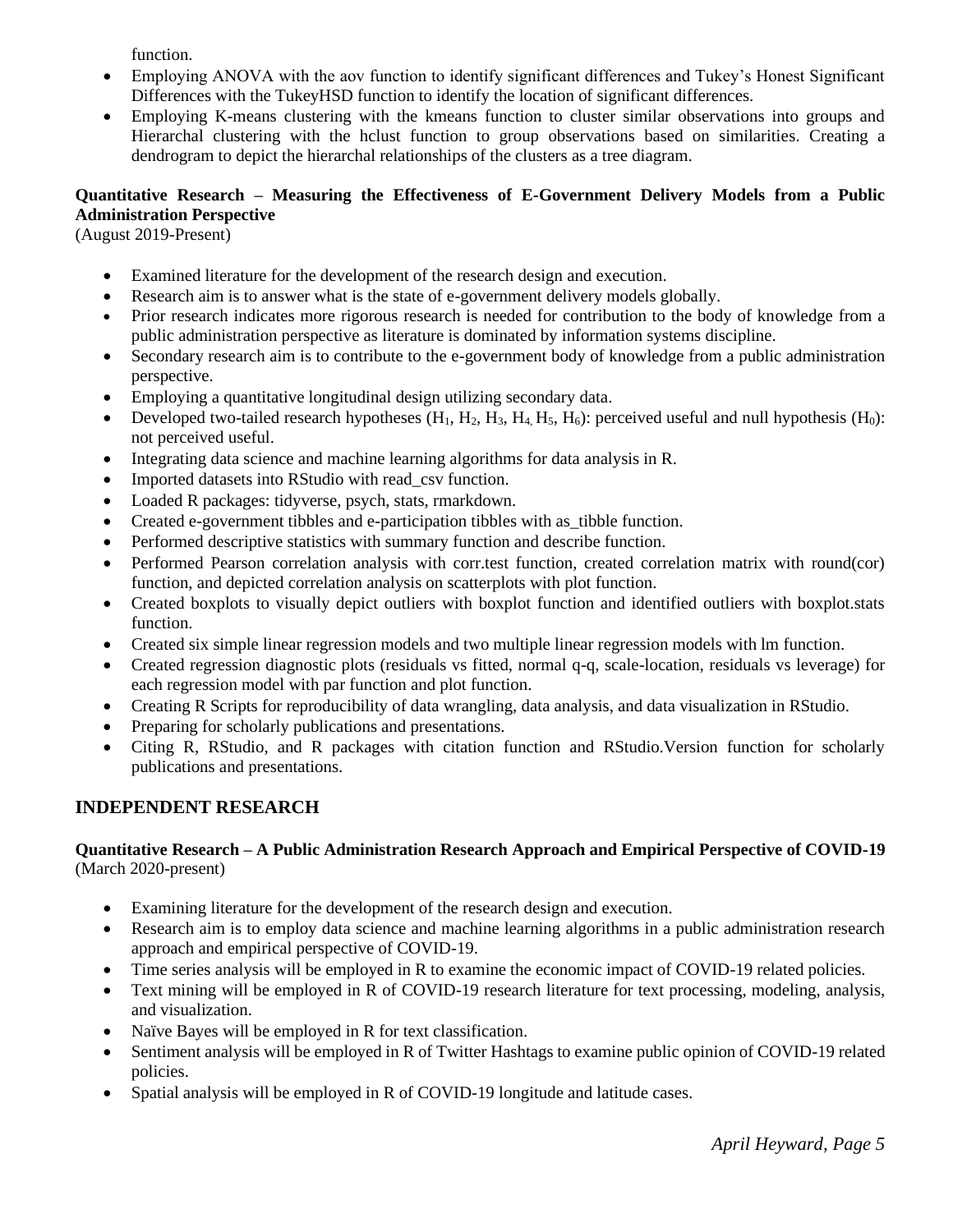function.

- Employing ANOVA with the aov function to identify significant differences and Tukey's Honest Significant Differences with the TukeyHSD function to identify the location of significant differences.
- Employing K-means clustering with the kmeans function to cluster similar observations into groups and Hierarchal clustering with the hclust function to group observations based on similarities. Creating a dendrogram to depict the hierarchal relationships of the clusters as a tree diagram.

**Quantitative Research – Measuring the Effectiveness of E-Government Delivery Models from a Public Administration Perspective**
(August 2019-Present)

- Examined literature for the development of the research design and execution.
- Research aim is to answer what is the state of e-government delivery models globally.
- Prior research indicates more rigorous research is needed for contribution to the body of knowledge from a public administration perspective as literature is dominated by information systems discipline.
- Secondary research aim is to contribute to the e-government body of knowledge from a public administration perspective.
- Employing a quantitative longitudinal design utilizing secondary data.
- Developed two-tailed research hypotheses ($H_1$, $H_2$, $H_3$, $H_4$, $H_5$, $H_6$): perceived useful and null hypothesis ($H_0$): not perceived useful.
- Integrating data science and machine learning algorithms for data analysis in R.
- Imported datasets into RStudio with read_csv function.
- Loaded R packages: tidyverse, psych, stats, rmarkdown.
- Created e-government tibbles and e-participation tibbles with as_tibble function.
- Performed descriptive statistics with summary function and describe function.
- Performed Pearson correlation analysis with corr.test function, created correlation matrix with round(cor) function, and depicted correlation analysis on scatterplots with plot function.
- Created boxplots to visually depict outliers with boxplot function and identified outliers with boxplot.stats function.
- Created six simple linear regression models and two multiple linear regression models with lm function.
- Created regression diagnostic plots (residuals vs fitted, normal q-q, scale-location, residuals vs leverage) for each regression model with par function and plot function.
- Creating R Scripts for reproducibility of data wrangling, data analysis, and data visualization in RStudio.
- Preparing for scholarly publications and presentations.
- Citing R, RStudio, and R packages with citation function and RStudio.Version function for scholarly publications and presentations.

## INDEPENDENT RESEARCH

**Quantitative Research – A Public Administration Research Approach and Empirical Perspective of COVID-19**
(March 2020-present)

- Examining literature for the development of the research design and execution.
- Research aim is to employ data science and machine learning algorithms in a public administration research approach and empirical perspective of COVID-19.
- Time series analysis will be employed in R to examine the economic impact of COVID-19 related policies.
- Text mining will be employed in R of COVID-19 research literature for text processing, modeling, analysis, and visualization.
- Naïve Bayes will be employed in R for text classification.
- Sentiment analysis will be employed in R of Twitter Hashtags to examine public opinion of COVID-19 related policies.
- Spatial analysis will be employed in R of COVID-19 longitude and latitude cases.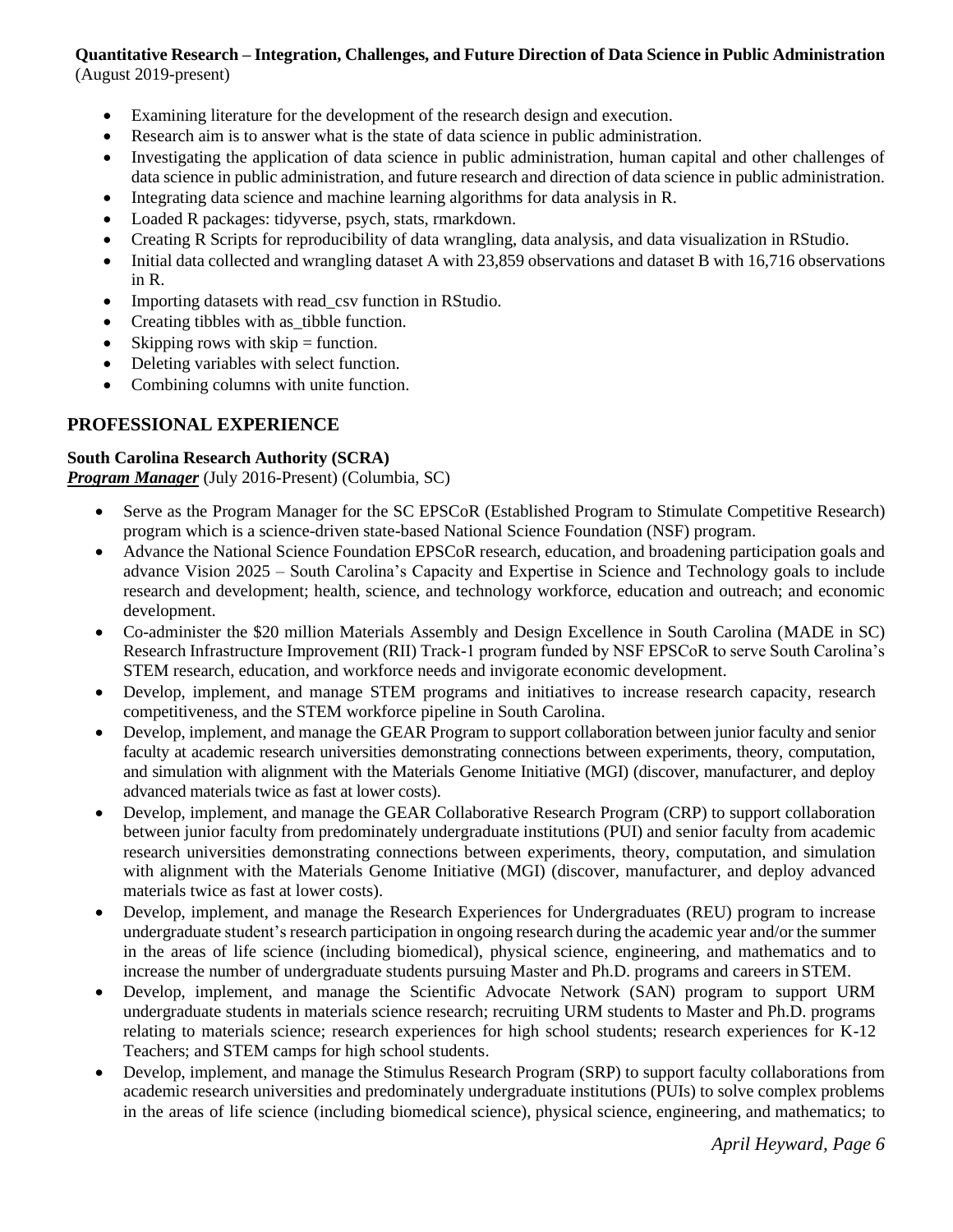**Quantitative Research – Integration, Challenges, and Future Direction of Data Science in Public Administration** (August 2019-present)

- Examining literature for the development of the research design and execution.
- Research aim is to answer what is the state of data science in public administration.
- Investigating the application of data science in public administration, human capital and other challenges of data science in public administration, and future research and direction of data science in public administration.
- Integrating data science and machine learning algorithms for data analysis in R.
- Loaded R packages: tidyverse, psych, stats, rmarkdown.
- Creating R Scripts for reproducibility of data wrangling, data analysis, and data visualization in RStudio.
- Initial data collected and wrangling dataset A with 23,859 observations and dataset B with 16,716 observations in R.
- Importing datasets with read_csv function in RStudio.
- Creating tibbles with as_tibble function.
- Skipping rows with skip = function.
- Deleting variables with select function.
- Combining columns with unite function.

## PROFESSIONAL EXPERIENCE

**South Carolina Research Authority (SCRA)**
***Program Manager*** (July 2016-Present) (Columbia, SC)

- Serve as the Program Manager for the SC EPSCoR (Established Program to Stimulate Competitive Research) program which is a science-driven state-based National Science Foundation (NSF) program.
- Advance the National Science Foundation EPSCoR research, education, and broadening participation goals and advance Vision 2025 – South Carolina's Capacity and Expertise in Science and Technology goals to include research and development; health, science, and technology workforce, education and outreach; and economic development.
- Co-administer the $20 million Materials Assembly and Design Excellence in South Carolina (MADE in SC) Research Infrastructure Improvement (RII) Track-1 program funded by NSF EPSCoR to serve South Carolina's STEM research, education, and workforce needs and invigorate economic development.
- Develop, implement, and manage STEM programs and initiatives to increase research capacity, research competitiveness, and the STEM workforce pipeline in South Carolina.
- Develop, implement, and manage the GEAR Program to support collaboration between junior faculty and senior faculty at academic research universities demonstrating connections between experiments, theory, computation, and simulation with alignment with the Materials Genome Initiative (MGI) (discover, manufacturer, and deploy advanced materials twice as fast at lower costs).
- Develop, implement, and manage the GEAR Collaborative Research Program (CRP) to support collaboration between junior faculty from predominately undergraduate institutions (PUI) and senior faculty from academic research universities demonstrating connections between experiments, theory, computation, and simulation with alignment with the Materials Genome Initiative (MGI) (discover, manufacturer, and deploy advanced materials twice as fast at lower costs).
- Develop, implement, and manage the Research Experiences for Undergraduates (REU) program to increase undergraduate student's research participation in ongoing research during the academic year and/or the summer in the areas of life science (including biomedical), physical science, engineering, and mathematics and to increase the number of undergraduate students pursuing Master and Ph.D. programs and careers in STEM.
- Develop, implement, and manage the Scientific Advocate Network (SAN) program to support URM undergraduate students in materials science research; recruiting URM students to Master and Ph.D. programs relating to materials science; research experiences for high school students; research experiences for K-12 Teachers; and STEM camps for high school students.
- Develop, implement, and manage the Stimulus Research Program (SRP) to support faculty collaborations from academic research universities and predominately undergraduate institutions (PUIs) to solve complex problems in the areas of life science (including biomedical science), physical science, engineering, and mathematics; to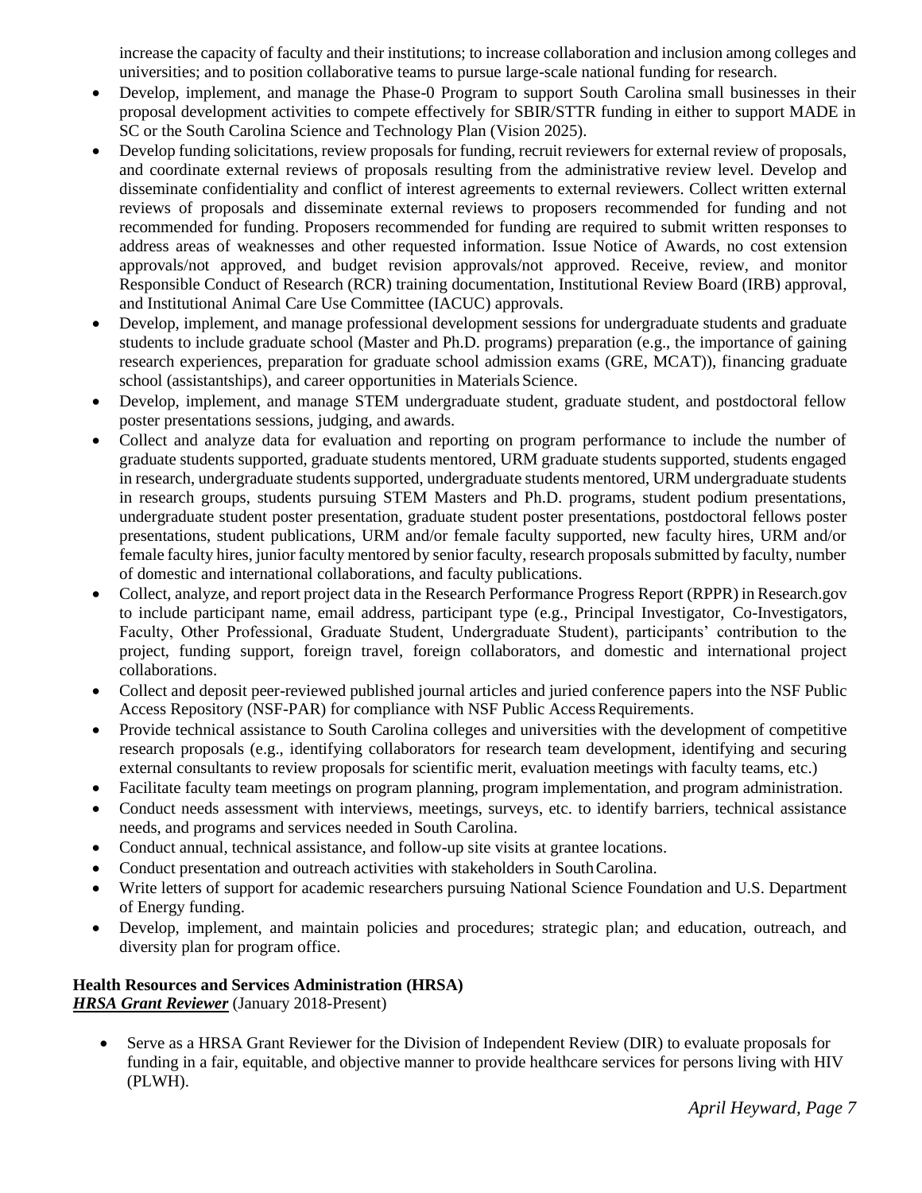increase the capacity of faculty and their institutions; to increase collaboration and inclusion among colleges and universities; and to position collaborative teams to pursue large-scale national funding for research.

- Develop, implement, and manage the Phase-0 Program to support South Carolina small businesses in their proposal development activities to compete effectively for SBIR/STTR funding in either to support MADE in SC or the South Carolina Science and Technology Plan (Vision 2025).
- Develop funding solicitations, review proposals for funding, recruit reviewers for external review of proposals, and coordinate external reviews of proposals resulting from the administrative review level. Develop and disseminate confidentiality and conflict of interest agreements to external reviewers. Collect written external reviews of proposals and disseminate external reviews to proposers recommended for funding and not recommended for funding. Proposers recommended for funding are required to submit written responses to address areas of weaknesses and other requested information. Issue Notice of Awards, no cost extension approvals/not approved, and budget revision approvals/not approved. Receive, review, and monitor Responsible Conduct of Research (RCR) training documentation, Institutional Review Board (IRB) approval, and Institutional Animal Care Use Committee (IACUC) approvals.
- Develop, implement, and manage professional development sessions for undergraduate students and graduate students to include graduate school (Master and Ph.D. programs) preparation (e.g., the importance of gaining research experiences, preparation for graduate school admission exams (GRE, MCAT)), financing graduate school (assistantships), and career opportunities in Materials Science.
- Develop, implement, and manage STEM undergraduate student, graduate student, and postdoctoral fellow poster presentations sessions, judging, and awards.
- Collect and analyze data for evaluation and reporting on program performance to include the number of graduate students supported, graduate students mentored, URM graduate students supported, students engaged in research, undergraduate students supported, undergraduate students mentored, URM undergraduate students in research groups, students pursuing STEM Masters and Ph.D. programs, student podium presentations, undergraduate student poster presentation, graduate student poster presentations, postdoctoral fellows poster presentations, student publications, URM and/or female faculty supported, new faculty hires, URM and/or female faculty hires, junior faculty mentored by senior faculty, research proposals submitted by faculty, number of domestic and international collaborations, and faculty publications.
- Collect, analyze, and report project data in the Research Performance Progress Report (RPPR) in Research.gov to include participant name, email address, participant type (e.g., Principal Investigator, Co-Investigators, Faculty, Other Professional, Graduate Student, Undergraduate Student), participants' contribution to the project, funding support, foreign travel, foreign collaborators, and domestic and international project collaborations.
- Collect and deposit peer-reviewed published journal articles and juried conference papers into the NSF Public Access Repository (NSF-PAR) for compliance with NSF Public Access Requirements.
- Provide technical assistance to South Carolina colleges and universities with the development of competitive research proposals (e.g., identifying collaborators for research team development, identifying and securing external consultants to review proposals for scientific merit, evaluation meetings with faculty teams, etc.)
- Facilitate faculty team meetings on program planning, program implementation, and program administration.
- Conduct needs assessment with interviews, meetings, surveys, etc. to identify barriers, technical assistance needs, and programs and services needed in South Carolina.
- Conduct annual, technical assistance, and follow-up site visits at grantee locations.
- Conduct presentation and outreach activities with stakeholders in South Carolina.
- Write letters of support for academic researchers pursuing National Science Foundation and U.S. Department of Energy funding.
- Develop, implement, and maintain policies and procedures; strategic plan; and education, outreach, and diversity plan for program office.

**Health Resources and Services Administration (HRSA)**
***HRSA Grant Reviewer*** (January 2018-Present)

- Serve as a HRSA Grant Reviewer for the Division of Independent Review (DIR) to evaluate proposals for funding in a fair, equitable, and objective manner to provide healthcare services for persons living with HIV (PLWH).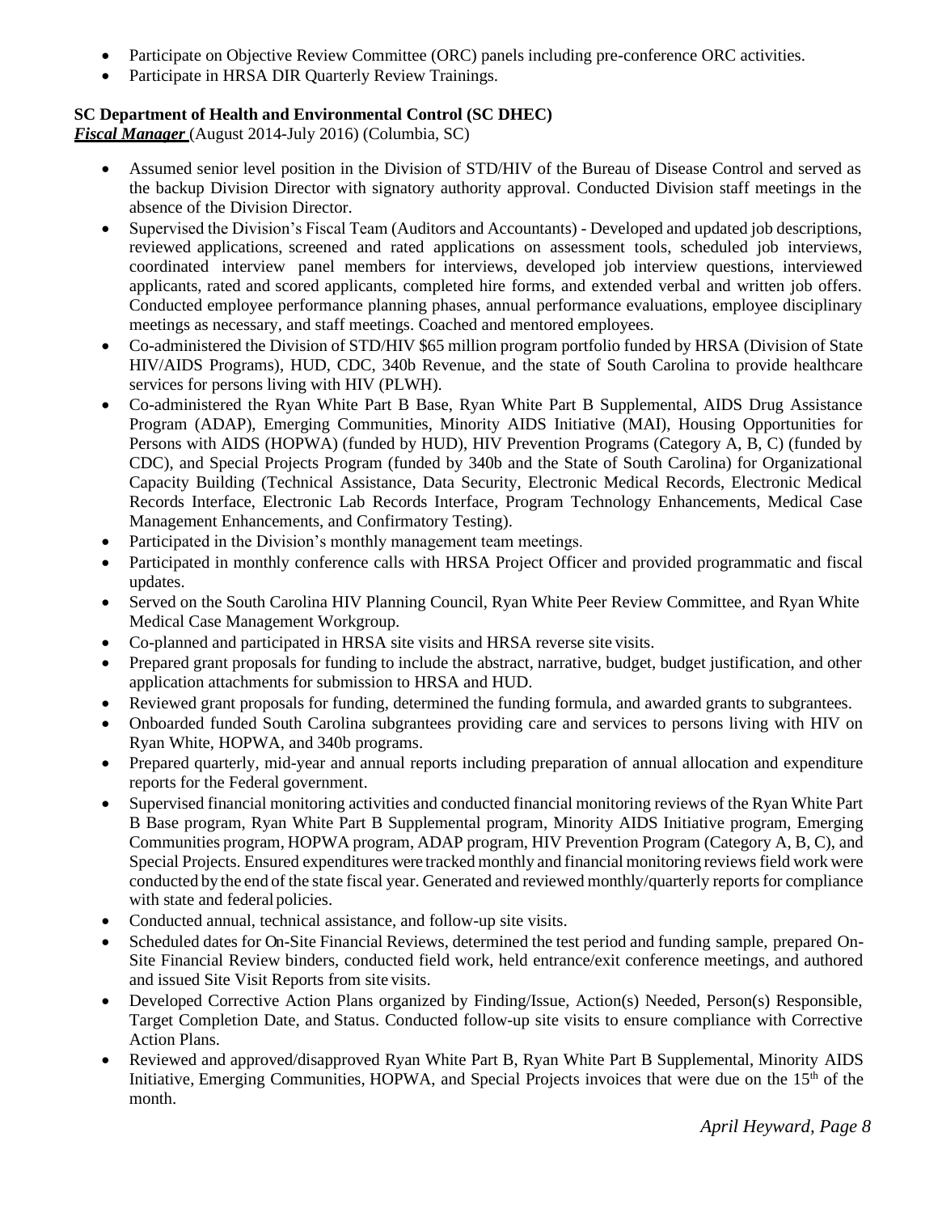- Participate on Objective Review Committee (ORC) panels including pre-conference ORC activities.
- Participate in HRSA DIR Quarterly Review Trainings.

**SC Department of Health and Environmental Control (SC DHEC)**
***Fiscal Manager*** (August 2014-July 2016) (Columbia, SC)

- Assumed senior level position in the Division of STD/HIV of the Bureau of Disease Control and served as the backup Division Director with signatory authority approval. Conducted Division staff meetings in the absence of the Division Director.
- Supervised the Division's Fiscal Team (Auditors and Accountants) - Developed and updated job descriptions, reviewed applications, screened and rated applications on assessment tools, scheduled job interviews, coordinated interview panel members for interviews, developed job interview questions, interviewed applicants, rated and scored applicants, completed hire forms, and extended verbal and written job offers. Conducted employee performance planning phases, annual performance evaluations, employee disciplinary meetings as necessary, and staff meetings. Coached and mentored employees.
- Co-administered the Division of STD/HIV $65 million program portfolio funded by HRSA (Division of State HIV/AIDS Programs), HUD, CDC, 340b Revenue, and the state of South Carolina to provide healthcare services for persons living with HIV (PLWH).
- Co-administered the Ryan White Part B Base, Ryan White Part B Supplemental, AIDS Drug Assistance Program (ADAP), Emerging Communities, Minority AIDS Initiative (MAI), Housing Opportunities for Persons with AIDS (HOPWA) (funded by HUD), HIV Prevention Programs (Category A, B, C) (funded by CDC), and Special Projects Program (funded by 340b and the State of South Carolina) for Organizational Capacity Building (Technical Assistance, Data Security, Electronic Medical Records, Electronic Medical Records Interface, Electronic Lab Records Interface, Program Technology Enhancements, Medical Case Management Enhancements, and Confirmatory Testing).
- Participated in the Division's monthly management team meetings.
- Participated in monthly conference calls with HRSA Project Officer and provided programmatic and fiscal updates.
- Served on the South Carolina HIV Planning Council, Ryan White Peer Review Committee, and Ryan White Medical Case Management Workgroup.
- Co-planned and participated in HRSA site visits and HRSA reverse site visits.
- Prepared grant proposals for funding to include the abstract, narrative, budget, budget justification, and other application attachments for submission to HRSA and HUD.
- Reviewed grant proposals for funding, determined the funding formula, and awarded grants to subgrantees.
- Onboarded funded South Carolina subgrantees providing care and services to persons living with HIV on Ryan White, HOPWA, and 340b programs.
- Prepared quarterly, mid-year and annual reports including preparation of annual allocation and expenditure reports for the Federal government.
- Supervised financial monitoring activities and conducted financial monitoring reviews of the Ryan White Part B Base program, Ryan White Part B Supplemental program, Minority AIDS Initiative program, Emerging Communities program, HOPWA program, ADAP program, HIV Prevention Program (Category A, B, C), and Special Projects. Ensured expenditures were tracked monthly and financial monitoring reviews field work were conducted by the end of the state fiscal year. Generated and reviewed monthly/quarterly reports for compliance with state and federal policies.
- Conducted annual, technical assistance, and follow-up site visits.
- Scheduled dates for On-Site Financial Reviews, determined the test period and funding sample, prepared On-Site Financial Review binders, conducted field work, held entrance/exit conference meetings, and authored and issued Site Visit Reports from site visits.
- Developed Corrective Action Plans organized by Finding/Issue, Action(s) Needed, Person(s) Responsible, Target Completion Date, and Status. Conducted follow-up site visits to ensure compliance with Corrective Action Plans.
- Reviewed and approved/disapproved Ryan White Part B, Ryan White Part B Supplemental, Minority AIDS Initiative, Emerging Communities, HOPWA, and Special Projects invoices that were due on the 15th of the month.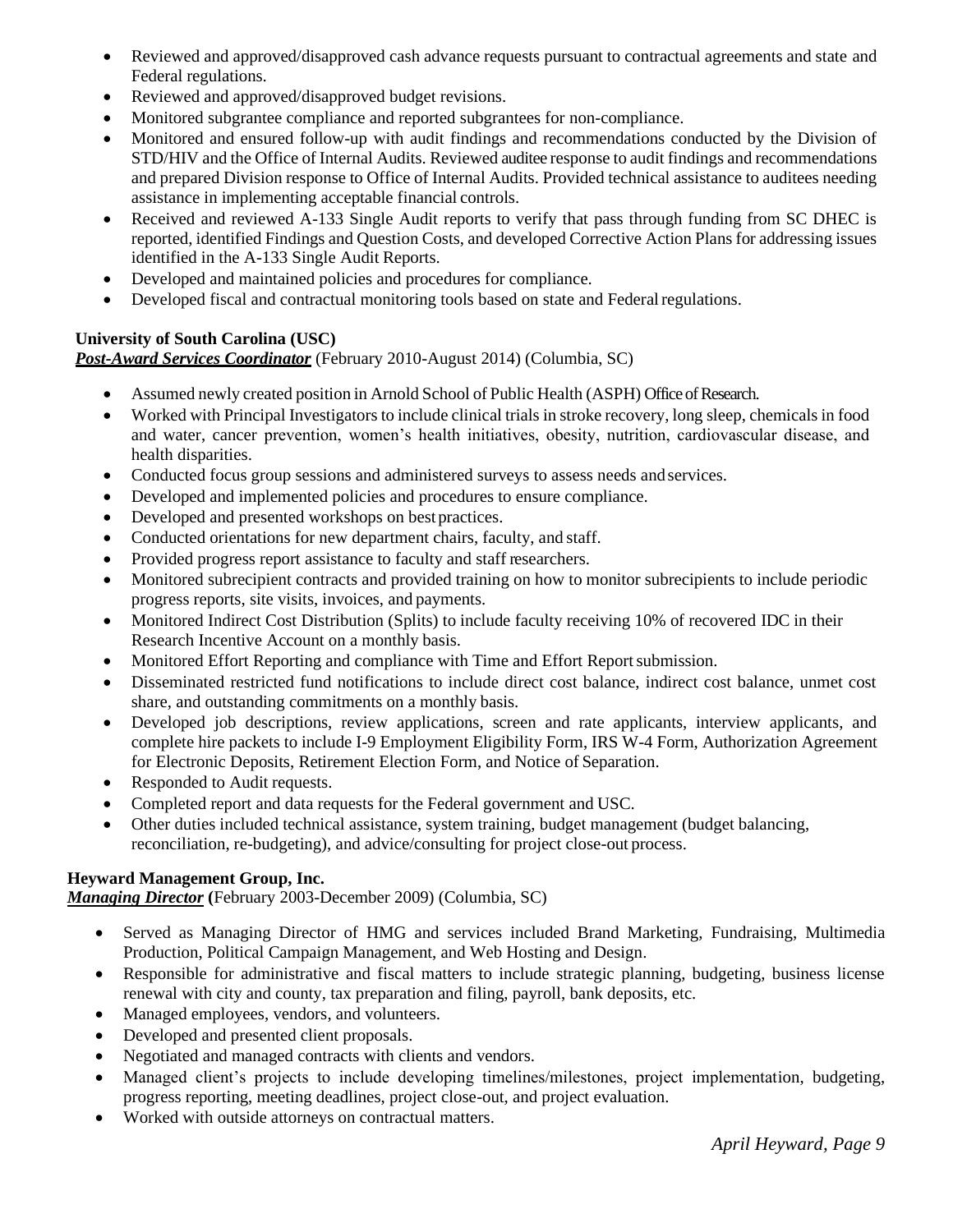- Reviewed and approved/disapproved cash advance requests pursuant to contractual agreements and state and Federal regulations.
- Reviewed and approved/disapproved budget revisions.
- Monitored subgrantee compliance and reported subgrantees for non-compliance.
- Monitored and ensured follow-up with audit findings and recommendations conducted by the Division of STD/HIV and the Office of Internal Audits. Reviewed auditee response to audit findings and recommendations and prepared Division response to Office of Internal Audits. Provided technical assistance to auditees needing assistance in implementing acceptable financial controls.
- Received and reviewed A-133 Single Audit reports to verify that pass through funding from SC DHEC is reported, identified Findings and Question Costs, and developed Corrective Action Plans for addressing issues identified in the A-133 Single Audit Reports.
- Developed and maintained policies and procedures for compliance.
- Developed fiscal and contractual monitoring tools based on state and Federal regulations.

**University of South Carolina (USC)**
***Post-Award Services Coordinator*** (February 2010-August 2014) (Columbia, SC)

- Assumed newly created position in Arnold School of Public Health (ASPH) Office of Research.
- Worked with Principal Investigators to include clinical trials in stroke recovery, long sleep, chemicals in food and water, cancer prevention, women's health initiatives, obesity, nutrition, cardiovascular disease, and health disparities.
- Conducted focus group sessions and administered surveys to assess needs and services.
- Developed and implemented policies and procedures to ensure compliance.
- Developed and presented workshops on best practices.
- Conducted orientations for new department chairs, faculty, and staff.
- Provided progress report assistance to faculty and staff researchers.
- Monitored subrecipient contracts and provided training on how to monitor subrecipients to include periodic progress reports, site visits, invoices, and payments.
- Monitored Indirect Cost Distribution (Splits) to include faculty receiving 10% of recovered IDC in their Research Incentive Account on a monthly basis.
- Monitored Effort Reporting and compliance with Time and Effort Report submission.
- Disseminated restricted fund notifications to include direct cost balance, indirect cost balance, unmet cost share, and outstanding commitments on a monthly basis.
- Developed job descriptions, review applications, screen and rate applicants, interview applicants, and complete hire packets to include I-9 Employment Eligibility Form, IRS W-4 Form, Authorization Agreement for Electronic Deposits, Retirement Election Form, and Notice of Separation.
- Responded to Audit requests.
- Completed report and data requests for the Federal government and USC.
- Other duties included technical assistance, system training, budget management (budget balancing, reconciliation, re-budgeting), and advice/consulting for project close-out process.

**Heyward Management Group, Inc.**
***Managing Director*** **(**February 2003-December 2009) (Columbia, SC)

- Served as Managing Director of HMG and services included Brand Marketing, Fundraising, Multimedia Production, Political Campaign Management, and Web Hosting and Design.
- Responsible for administrative and fiscal matters to include strategic planning, budgeting, business license renewal with city and county, tax preparation and filing, payroll, bank deposits, etc.
- Managed employees, vendors, and volunteers.
- Developed and presented client proposals.
- Negotiated and managed contracts with clients and vendors.
- Managed client's projects to include developing timelines/milestones, project implementation, budgeting, progress reporting, meeting deadlines, project close-out, and project evaluation.
- Worked with outside attorneys on contractual matters.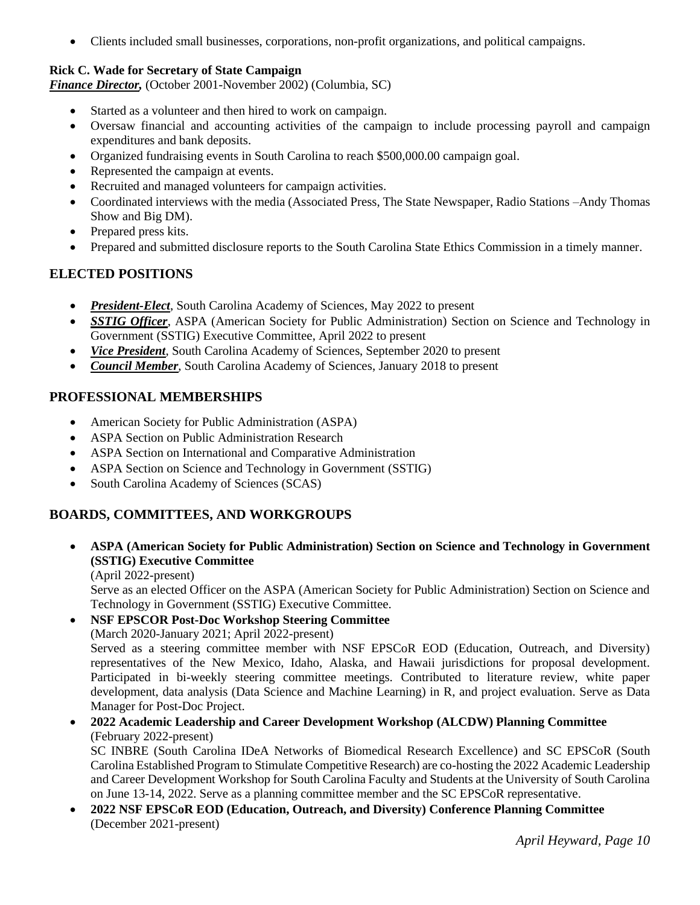- Clients included small businesses, corporations, non-profit organizations, and political campaigns.

**Rick C. Wade for Secretary of State Campaign**
***Finance Director,*** (October 2001-November 2002) (Columbia, SC)

- Started as a volunteer and then hired to work on campaign.
- Oversaw financial and accounting activities of the campaign to include processing payroll and campaign expenditures and bank deposits.
- Organized fundraising events in South Carolina to reach $500,000.00 campaign goal.
- Represented the campaign at events.
- Recruited and managed volunteers for campaign activities.
- Coordinated interviews with the media (Associated Press, The State Newspaper, Radio Stations –Andy Thomas Show and Big DM).
- Prepared press kits.
- Prepared and submitted disclosure reports to the South Carolina State Ethics Commission in a timely manner.

## ELECTED POSITIONS

- ***President-Elect***, South Carolina Academy of Sciences, May 2022 to present
- ***SSTIG Officer***, ASPA (American Society for Public Administration) Section on Science and Technology in Government (SSTIG) Executive Committee, April 2022 to present
- ***Vice President***, South Carolina Academy of Sciences, September 2020 to present
- ***Council Member***, South Carolina Academy of Sciences, January 2018 to present

## PROFESSIONAL MEMBERSHIPS

- American Society for Public Administration (ASPA)
- ASPA Section on Public Administration Research
- ASPA Section on International and Comparative Administration
- ASPA Section on Science and Technology in Government (SSTIG)
- South Carolina Academy of Sciences (SCAS)

## BOARDS, COMMITTEES, AND WORKGROUPS

- **ASPA (American Society for Public Administration) Section on Science and Technology in Government (SSTIG) Executive Committee**
  (April 2022-present)
  Serve as an elected Officer on the ASPA (American Society for Public Administration) Section on Science and Technology in Government (SSTIG) Executive Committee.
- **NSF EPSCOR Post-Doc Workshop Steering Committee**
  (March 2020-January 2021; April 2022-present)
  Served as a steering committee member with NSF EPSCoR EOD (Education, Outreach, and Diversity) representatives of the New Mexico, Idaho, Alaska, and Hawaii jurisdictions for proposal development. Participated in bi-weekly steering committee meetings. Contributed to literature review, white paper development, data analysis (Data Science and Machine Learning) in R, and project evaluation. Serve as Data Manager for Post-Doc Project.
- **2022 Academic Leadership and Career Development Workshop (ALCDW) Planning Committee**
  (February 2022-present)
  SC INBRE (South Carolina IDeA Networks of Biomedical Research Excellence) and SC EPSCoR (South Carolina Established Program to Stimulate Competitive Research) are co-hosting the 2022 Academic Leadership and Career Development Workshop for South Carolina Faculty and Students at the University of South Carolina on June 13-14, 2022. Serve as a planning committee member and the SC EPSCoR representative.
- **2022 NSF EPSCoR EOD (Education, Outreach, and Diversity) Conference Planning Committee**
  (December 2021-present)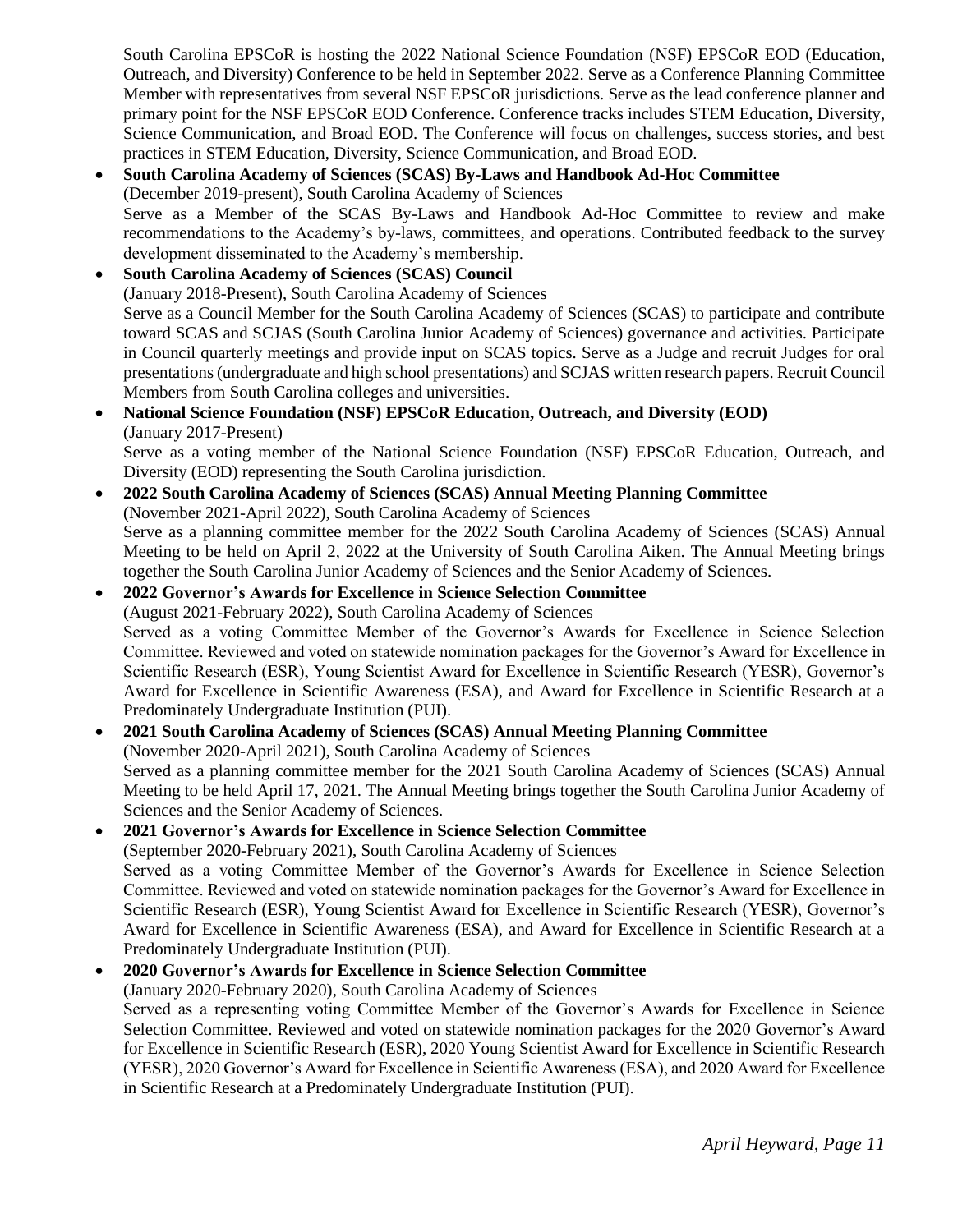South Carolina EPSCoR is hosting the 2022 National Science Foundation (NSF) EPSCoR EOD (Education, Outreach, and Diversity) Conference to be held in September 2022. Serve as a Conference Planning Committee Member with representatives from several NSF EPSCoR jurisdictions. Serve as the lead conference planner and primary point for the NSF EPSCoR EOD Conference. Conference tracks includes STEM Education, Diversity, Science Communication, and Broad EOD. The Conference will focus on challenges, success stories, and best practices in STEM Education, Diversity, Science Communication, and Broad EOD.

- **South Carolina Academy of Sciences (SCAS) By-Laws and Handbook Ad-Hoc Committee**
  (December 2019-present), South Carolina Academy of Sciences
  Serve as a Member of the SCAS By-Laws and Handbook Ad-Hoc Committee to review and make recommendations to the Academy's by-laws, committees, and operations. Contributed feedback to the survey development disseminated to the Academy's membership.
- **South Carolina Academy of Sciences (SCAS) Council**
  (January 2018-Present), South Carolina Academy of Sciences
  Serve as a Council Member for the South Carolina Academy of Sciences (SCAS) to participate and contribute toward SCAS and SCJAS (South Carolina Junior Academy of Sciences) governance and activities. Participate in Council quarterly meetings and provide input on SCAS topics. Serve as a Judge and recruit Judges for oral presentations (undergraduate and high school presentations) and SCJAS written research papers. Recruit Council Members from South Carolina colleges and universities.
- **National Science Foundation (NSF) EPSCoR Education, Outreach, and Diversity (EOD)**
  (January 2017-Present)
  Serve as a voting member of the National Science Foundation (NSF) EPSCoR Education, Outreach, and Diversity (EOD) representing the South Carolina jurisdiction.
- **2022 South Carolina Academy of Sciences (SCAS) Annual Meeting Planning Committee**
  (November 2021-April 2022), South Carolina Academy of Sciences
  Serve as a planning committee member for the 2022 South Carolina Academy of Sciences (SCAS) Annual Meeting to be held on April 2, 2022 at the University of South Carolina Aiken. The Annual Meeting brings together the South Carolina Junior Academy of Sciences and the Senior Academy of Sciences.
- **2022 Governor's Awards for Excellence in Science Selection Committee**
  (August 2021-February 2022), South Carolina Academy of Sciences
  Served as a voting Committee Member of the Governor's Awards for Excellence in Science Selection Committee. Reviewed and voted on statewide nomination packages for the Governor's Award for Excellence in Scientific Research (ESR), Young Scientist Award for Excellence in Scientific Research (YESR), Governor's Award for Excellence in Scientific Awareness (ESA), and Award for Excellence in Scientific Research at a Predominately Undergraduate Institution (PUI).
- **2021 South Carolina Academy of Sciences (SCAS) Annual Meeting Planning Committee**
  (November 2020-April 2021), South Carolina Academy of Sciences
  Served as a planning committee member for the 2021 South Carolina Academy of Sciences (SCAS) Annual Meeting to be held April 17, 2021. The Annual Meeting brings together the South Carolina Junior Academy of Sciences and the Senior Academy of Sciences.
- **2021 Governor's Awards for Excellence in Science Selection Committee**
  (September 2020-February 2021), South Carolina Academy of Sciences
  Served as a voting Committee Member of the Governor's Awards for Excellence in Science Selection Committee. Reviewed and voted on statewide nomination packages for the Governor's Award for Excellence in Scientific Research (ESR), Young Scientist Award for Excellence in Scientific Research (YESR), Governor's Award for Excellence in Scientific Awareness (ESA), and Award for Excellence in Scientific Research at a Predominately Undergraduate Institution (PUI).
- **2020 Governor's Awards for Excellence in Science Selection Committee**
  (January 2020-February 2020), South Carolina Academy of Sciences
  Served as a representing voting Committee Member of the Governor's Awards for Excellence in Science Selection Committee. Reviewed and voted on statewide nomination packages for the 2020 Governor's Award for Excellence in Scientific Research (ESR), 2020 Young Scientist Award for Excellence in Scientific Research (YESR), 2020 Governor's Award for Excellence in Scientific Awareness (ESA), and 2020 Award for Excellence in Scientific Research at a Predominately Undergraduate Institution (PUI).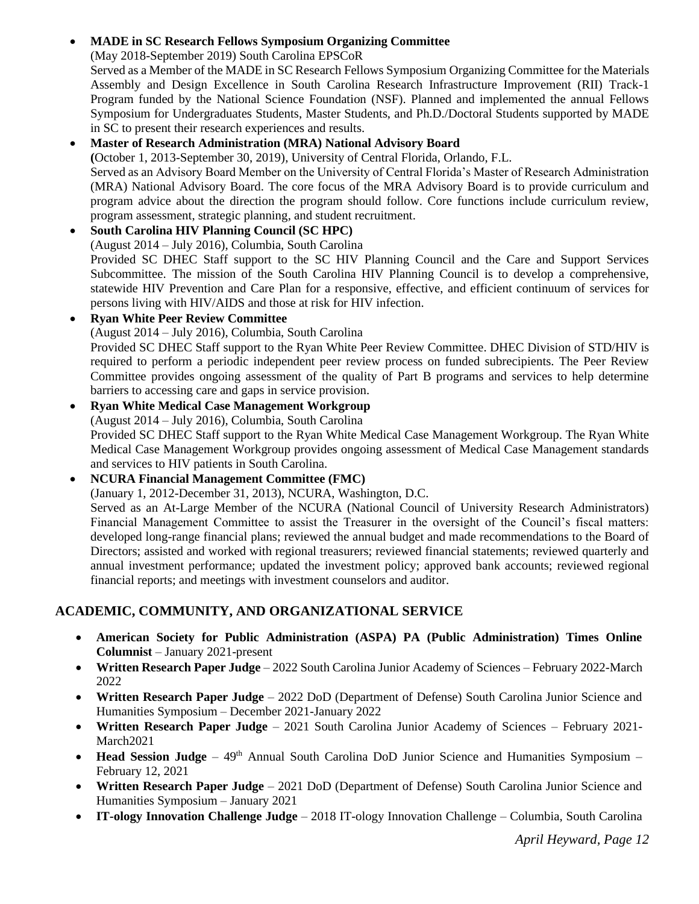- **MADE in SC Research Fellows Symposium Organizing Committee**
  (May 2018-September 2019) South Carolina EPSCoR
  Served as a Member of the MADE in SC Research Fellows Symposium Organizing Committee for the Materials Assembly and Design Excellence in South Carolina Research Infrastructure Improvement (RII) Track-1 Program funded by the National Science Foundation (NSF). Planned and implemented the annual Fellows Symposium for Undergraduates Students, Master Students, and Ph.D./Doctoral Students supported by MADE in SC to present their research experiences and results.
- **Master of Research Administration (MRA) National Advisory Board**
  **(**October 1, 2013-September 30, 2019), University of Central Florida, Orlando, F.L.
  Served as an Advisory Board Member on the University of Central Florida's Master of Research Administration (MRA) National Advisory Board. The core focus of the MRA Advisory Board is to provide curriculum and program advice about the direction the program should follow. Core functions include curriculum review, program assessment, strategic planning, and student recruitment.
- **South Carolina HIV Planning Council (SC HPC)**
  (August 2014 – July 2016), Columbia, South Carolina
  Provided SC DHEC Staff support to the SC HIV Planning Council and the Care and Support Services Subcommittee. The mission of the South Carolina HIV Planning Council is to develop a comprehensive, statewide HIV Prevention and Care Plan for a responsive, effective, and efficient continuum of services for persons living with HIV/AIDS and those at risk for HIV infection.
- **Ryan White Peer Review Committee**
  (August 2014 – July 2016), Columbia, South Carolina
  Provided SC DHEC Staff support to the Ryan White Peer Review Committee. DHEC Division of STD/HIV is required to perform a periodic independent peer review process on funded subrecipients. The Peer Review Committee provides ongoing assessment of the quality of Part B programs and services to help determine barriers to accessing care and gaps in service provision.
- **Ryan White Medical Case Management Workgroup**
  (August 2014 – July 2016), Columbia, South Carolina
  Provided SC DHEC Staff support to the Ryan White Medical Case Management Workgroup. The Ryan White Medical Case Management Workgroup provides ongoing assessment of Medical Case Management standards and services to HIV patients in South Carolina.
- **NCURA Financial Management Committee (FMC)**
  (January 1, 2012-December 31, 2013), NCURA, Washington, D.C.
  Served as an At-Large Member of the NCURA (National Council of University Research Administrators) Financial Management Committee to assist the Treasurer in the oversight of the Council's fiscal matters: developed long-range financial plans; reviewed the annual budget and made recommendations to the Board of Directors; assisted and worked with regional treasurers; reviewed financial statements; reviewed quarterly and annual investment performance; updated the investment policy; approved bank accounts; reviewed regional financial reports; and meetings with investment counselors and auditor.

## ACADEMIC, COMMUNITY, AND ORGANIZATIONAL SERVICE

- **American Society for Public Administration (ASPA) PA (Public Administration) Times Online Columnist** – January 2021-present
- **Written Research Paper Judge** – 2022 South Carolina Junior Academy of Sciences – February 2022-March 2022
- **Written Research Paper Judge** – 2022 DoD (Department of Defense) South Carolina Junior Science and Humanities Symposium – December 2021-January 2022
- **Written Research Paper Judge** – 2021 South Carolina Junior Academy of Sciences – February 2021-March2021
- **Head Session Judge** – 49th Annual South Carolina DoD Junior Science and Humanities Symposium – February 12, 2021
- **Written Research Paper Judge** – 2021 DoD (Department of Defense) South Carolina Junior Science and Humanities Symposium – January 2021
- **IT-ology Innovation Challenge Judge** – 2018 IT-ology Innovation Challenge – Columbia, South Carolina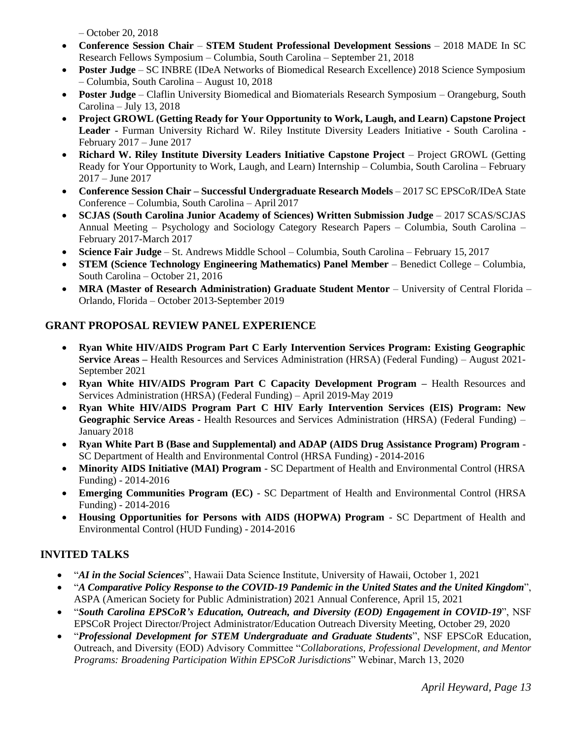– October 20, 2018

- **Conference Session Chair** – **STEM Student Professional Development Sessions** – 2018 MADE In SC Research Fellows Symposium – Columbia, South Carolina – September 21, 2018
- **Poster Judge** – SC INBRE (IDeA Networks of Biomedical Research Excellence) 2018 Science Symposium – Columbia, South Carolina – August 10, 2018
- **Poster Judge** – Claflin University Biomedical and Biomaterials Research Symposium – Orangeburg, South Carolina – July 13, 2018
- **Project GROWL (Getting Ready for Your Opportunity to Work, Laugh, and Learn) Capstone Project Leader** - Furman University Richard W. Riley Institute Diversity Leaders Initiative - South Carolina - February 2017 – June 2017
- **Richard W. Riley Institute Diversity Leaders Initiative Capstone Project** – Project GROWL (Getting Ready for Your Opportunity to Work, Laugh, and Learn) Internship – Columbia, South Carolina – February 2017 – June 2017
- **Conference Session Chair – Successful Undergraduate Research Models** – 2017 SC EPSCoR/IDeA State Conference – Columbia, South Carolina – April 2017
- **SCJAS (South Carolina Junior Academy of Sciences) Written Submission Judge** – 2017 SCAS/SCJAS Annual Meeting – Psychology and Sociology Category Research Papers – Columbia, South Carolina – February 2017-March 2017
- **Science Fair Judge** – St. Andrews Middle School – Columbia, South Carolina – February 15, 2017
- **STEM (Science Technology Engineering Mathematics) Panel Member** – Benedict College – Columbia, South Carolina – October 21, 2016
- **MRA (Master of Research Administration) Graduate Student Mentor** – University of Central Florida – Orlando, Florida – October 2013-September 2019

## GRANT PROPOSAL REVIEW PANEL EXPERIENCE

- **Ryan White HIV/AIDS Program Part C Early Intervention Services Program: Existing Geographic Service Areas –** Health Resources and Services Administration (HRSA) (Federal Funding) – August 2021-September 2021
- **Ryan White HIV/AIDS Program Part C Capacity Development Program –** Health Resources and Services Administration (HRSA) (Federal Funding) – April 2019-May 2019
- **Ryan White HIV/AIDS Program Part C HIV Early Intervention Services (EIS) Program: New Geographic Service Areas -** Health Resources and Services Administration (HRSA) (Federal Funding) – January 2018
- **Ryan White Part B (Base and Supplemental) and ADAP (AIDS Drug Assistance Program) Program** - SC Department of Health and Environmental Control (HRSA Funding) - 2014-2016
- **Minority AIDS Initiative (MAI) Program** - SC Department of Health and Environmental Control (HRSA Funding) - 2014-2016
- **Emerging Communities Program (EC)** - SC Department of Health and Environmental Control (HRSA Funding) - 2014-2016
- **Housing Opportunities for Persons with AIDS (HOPWA) Program** - SC Department of Health and Environmental Control (HUD Funding) - 2014-2016

## INVITED TALKS

- "***AI in the Social Sciences***", Hawaii Data Science Institute, University of Hawaii, October 1, 2021
- "***A Comparative Policy Response to the COVID-19 Pandemic in the United States and the United Kingdom***", ASPA (American Society for Public Administration) 2021 Annual Conference, April 15, 2021
- "***South Carolina EPSCoR's Education, Outreach, and Diversity (EOD) Engagement in COVID-19***", NSF EPSCoR Project Director/Project Administrator/Education Outreach Diversity Meeting, October 29, 2020
- "***Professional Development for STEM Undergraduate and Graduate Students***", NSF EPSCoR Education, Outreach, and Diversity (EOD) Advisory Committee "*Collaborations, Professional Development, and Mentor Programs: Broadening Participation Within EPSCoR Jurisdictions*" Webinar, March 13, 2020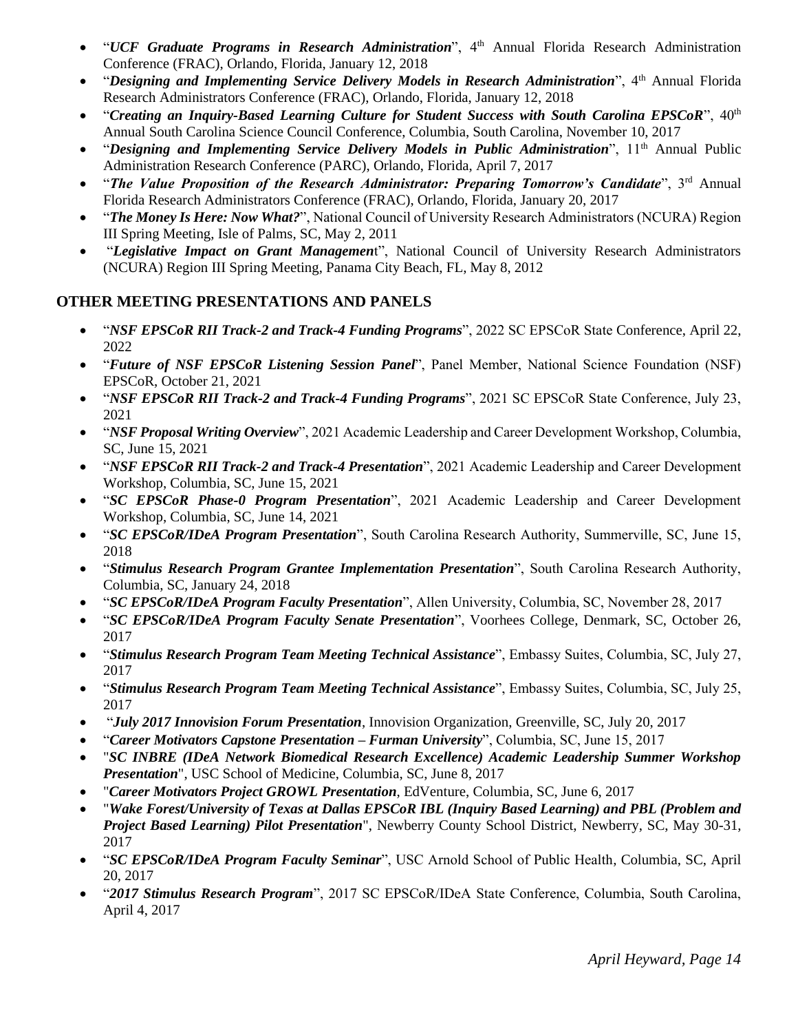- "***UCF Graduate Programs in Research Administration***", 4th Annual Florida Research Administration Conference (FRAC), Orlando, Florida, January 12, 2018
- "***Designing and Implementing Service Delivery Models in Research Administration***", 4th Annual Florida Research Administrators Conference (FRAC), Orlando, Florida, January 12, 2018
- "***Creating an Inquiry-Based Learning Culture for Student Success with South Carolina EPSCoR***", 40th Annual South Carolina Science Council Conference, Columbia, South Carolina, November 10, 2017
- "***Designing and Implementing Service Delivery Models in Public Administration***", 11th Annual Public Administration Research Conference (PARC), Orlando, Florida, April 7, 2017
- "***The Value Proposition of the Research Administrator: Preparing Tomorrow's Candidate***", 3rd Annual Florida Research Administrators Conference (FRAC), Orlando, Florida, January 20, 2017
- "***The Money Is Here: Now What?***", National Council of University Research Administrators (NCURA) Region III Spring Meeting, Isle of Palms, SC, May 2, 2011
- "***Legislative Impact on Grant Managemen***t", National Council of University Research Administrators (NCURA) Region III Spring Meeting, Panama City Beach, FL, May 8, 2012

## OTHER MEETING PRESENTATIONS AND PANELS

- "***NSF EPSCoR RII Track-2 and Track-4 Funding Programs***", 2022 SC EPSCoR State Conference, April 22, 2022
- "***Future of NSF EPSCoR Listening Session Panel***", Panel Member, National Science Foundation (NSF) EPSCoR, October 21, 2021
- "***NSF EPSCoR RII Track-2 and Track-4 Funding Programs***", 2021 SC EPSCoR State Conference, July 23, 2021
- "***NSF Proposal Writing Overview***", 2021 Academic Leadership and Career Development Workshop, Columbia, SC, June 15, 2021
- "***NSF EPSCoR RII Track-2 and Track-4 Presentation***", 2021 Academic Leadership and Career Development Workshop, Columbia, SC, June 15, 2021
- "***SC EPSCoR Phase-0 Program Presentation***", 2021 Academic Leadership and Career Development Workshop, Columbia, SC, June 14, 2021
- "***SC EPSCoR/IDeA Program Presentation***", South Carolina Research Authority, Summerville, SC, June 15, 2018
- "***Stimulus Research Program Grantee Implementation Presentation***", South Carolina Research Authority, Columbia, SC, January 24, 2018
- "***SC EPSCoR/IDeA Program Faculty Presentation***", Allen University, Columbia, SC, November 28, 2017
- "***SC EPSCoR/IDeA Program Faculty Senate Presentation***", Voorhees College, Denmark, SC, October 26, 2017
- "***Stimulus Research Program Team Meeting Technical Assistance***", Embassy Suites, Columbia, SC, July 27, 2017
- "***Stimulus Research Program Team Meeting Technical Assistance***", Embassy Suites, Columbia, SC, July 25, 2017
- "***July 2017 Innovision Forum Presentation***, Innovision Organization, Greenville, SC, July 20, 2017
- "***Career Motivators Capstone Presentation – Furman University***", Columbia, SC, June 15, 2017
- "***SC INBRE (IDeA Network Biomedical Research Excellence) Academic Leadership Summer Workshop Presentation***", USC School of Medicine, Columbia, SC, June 8, 2017
- "***Career Motivators Project GROWL Presentation***, EdVenture, Columbia, SC, June 6, 2017
- "***Wake Forest/University of Texas at Dallas EPSCoR IBL (Inquiry Based Learning) and PBL (Problem and Project Based Learning) Pilot Presentation***", Newberry County School District, Newberry, SC, May 30-31, 2017
- "***SC EPSCoR/IDeA Program Faculty Seminar***", USC Arnold School of Public Health, Columbia, SC, April 20, 2017
- "***2017 Stimulus Research Program***", 2017 SC EPSCoR/IDeA State Conference, Columbia, South Carolina, April 4, 2017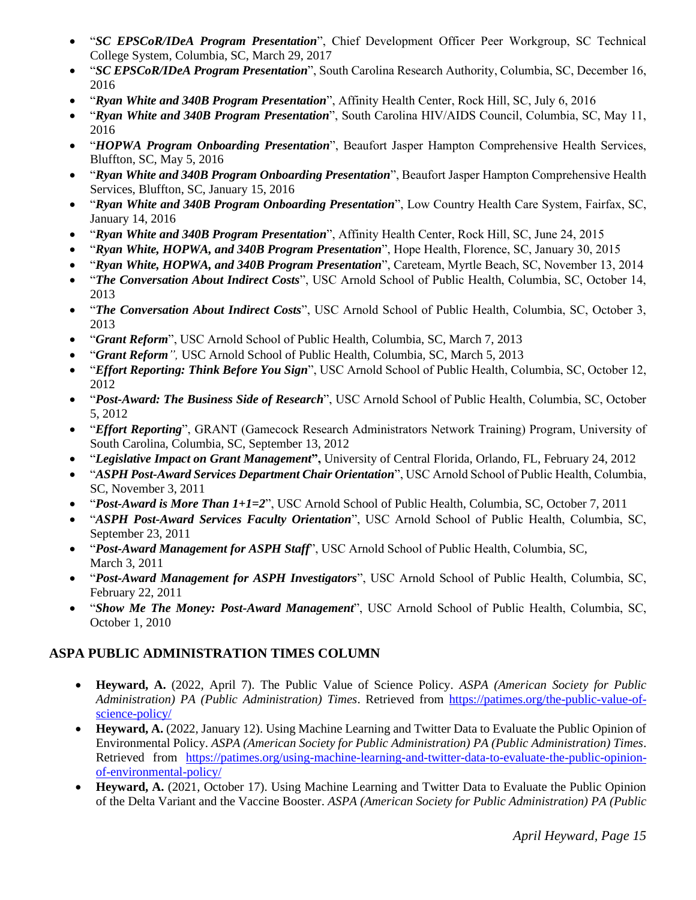- "***SC EPSCoR/IDeA Program Presentation***", Chief Development Officer Peer Workgroup, SC Technical College System, Columbia, SC, March 29, 2017
- "***SC EPSCoR/IDeA Program Presentation***", South Carolina Research Authority, Columbia, SC, December 16, 2016
- "***Ryan White and 340B Program Presentation***", Affinity Health Center, Rock Hill, SC, July 6, 2016
- "***Ryan White and 340B Program Presentation***", South Carolina HIV/AIDS Council, Columbia, SC, May 11, 2016
- "***HOPWA Program Onboarding Presentation***", Beaufort Jasper Hampton Comprehensive Health Services, Bluffton, SC, May 5, 2016
- "***Ryan White and 340B Program Onboarding Presentation***", Beaufort Jasper Hampton Comprehensive Health Services, Bluffton, SC, January 15, 2016
- "***Ryan White and 340B Program Onboarding Presentation***", Low Country Health Care System, Fairfax, SC, January 14, 2016
- "***Ryan White and 340B Program Presentation***", Affinity Health Center, Rock Hill, SC, June 24, 2015
- "***Ryan White, HOPWA, and 340B Program Presentation***", Hope Health, Florence, SC, January 30, 2015
- "***Ryan White, HOPWA, and 340B Program Presentation***", Careteam, Myrtle Beach, SC, November 13, 2014
- "***The Conversation About Indirect Costs***", USC Arnold School of Public Health, Columbia, SC, October 14, 2013
- "***The Conversation About Indirect Costs***", USC Arnold School of Public Health, Columbia, SC, October 3, 2013
- "***Grant Reform***", USC Arnold School of Public Health, Columbia, SC, March 7, 2013
- "***Grant Reform***", USC Arnold School of Public Health, Columbia, SC, March 5, 2013
- "***Effort Reporting: Think Before You Sign***", USC Arnold School of Public Health, Columbia, SC, October 12, 2012
- "***Post-Award: The Business Side of Research***", USC Arnold School of Public Health, Columbia, SC, October 5, 2012
- "***Effort Reporting***", GRANT (Gamecock Research Administrators Network Training) Program, University of South Carolina, Columbia, SC, September 13, 2012
- "***Legislative Impact on Grant Management*",** University of Central Florida, Orlando, FL, February 24, 2012
- "***ASPH Post-Award Services Department Chair Orientation***", USC Arnold School of Public Health, Columbia, SC, November 3, 2011
- "***Post-Award is More Than 1+1=2***", USC Arnold School of Public Health, Columbia, SC, October 7, 2011
- "***ASPH Post-Award Services Faculty Orientation***", USC Arnold School of Public Health, Columbia, SC, September 23, 2011
- "***Post-Award Management for ASPH Staff***", USC Arnold School of Public Health, Columbia, SC, March 3, 2011
- "***Post-Award Management for ASPH Investigators***", USC Arnold School of Public Health, Columbia, SC, February 22, 2011
- "***Show Me The Money: Post-Award Management***", USC Arnold School of Public Health, Columbia, SC, October 1, 2010

## ASPA PUBLIC ADMINISTRATION TIMES COLUMN

- **Heyward, A.** (2022, April 7). The Public Value of Science Policy. *ASPA (American Society for Public Administration) PA (Public Administration) Times*. Retrieved from https://patimes.org/the-public-value-of-science-policy/
- **Heyward, A.** (2022, January 12). Using Machine Learning and Twitter Data to Evaluate the Public Opinion of Environmental Policy. *ASPA (American Society for Public Administration) PA (Public Administration) Times*. Retrieved from https://patimes.org/using-machine-learning-and-twitter-data-to-evaluate-the-public-opinion-of-environmental-policy/
- **Heyward, A.** (2021, October 17). Using Machine Learning and Twitter Data to Evaluate the Public Opinion of the Delta Variant and the Vaccine Booster. *ASPA (American Society for Public Administration) PA (Public*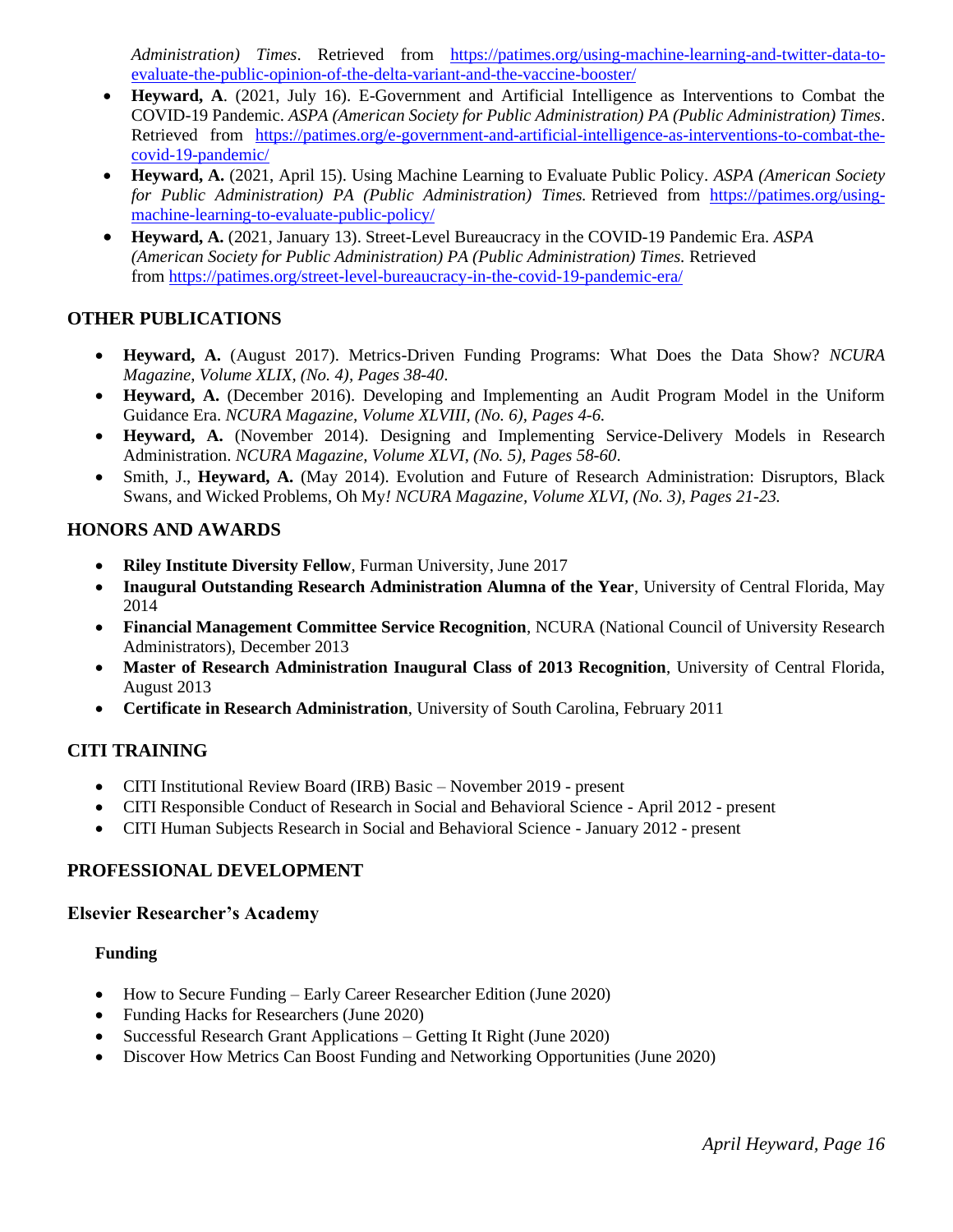*Administration) Times*. Retrieved from https://patimes.org/using-machine-learning-and-twitter-data-to-evaluate-the-public-opinion-of-the-delta-variant-and-the-vaccine-booster/

- **Heyward, A**. (2021, July 16). E-Government and Artificial Intelligence as Interventions to Combat the COVID-19 Pandemic. *ASPA (American Society for Public Administration) PA (Public Administration) Times*. Retrieved from https://patimes.org/e-government-and-artificial-intelligence-as-interventions-to-combat-the-covid-19-pandemic/
- **Heyward, A.** (2021, April 15). Using Machine Learning to Evaluate Public Policy. *ASPA (American Society for Public Administration) PA (Public Administration) Times.* Retrieved from https://patimes.org/using-machine-learning-to-evaluate-public-policy/
- **Heyward, A.** (2021, January 13). Street-Level Bureaucracy in the COVID-19 Pandemic Era. *ASPA (American Society for Public Administration) PA (Public Administration) Times.* Retrieved from https://patimes.org/street-level-bureaucracy-in-the-covid-19-pandemic-era/

## OTHER PUBLICATIONS

- **Heyward, A.** (August 2017). Metrics-Driven Funding Programs: What Does the Data Show? *NCURA Magazine, Volume XLIX, (No. 4), Pages 38-40*.
- **Heyward, A.** (December 2016). Developing and Implementing an Audit Program Model in the Uniform Guidance Era. *NCURA Magazine, Volume XLVIII, (No. 6), Pages 4-6.*
- **Heyward, A.** (November 2014). Designing and Implementing Service-Delivery Models in Research Administration. *NCURA Magazine, Volume XLVI, (No. 5), Pages 58-60*.
- Smith, J., **Heyward, A.** (May 2014). Evolution and Future of Research Administration: Disruptors, Black Swans, and Wicked Problems, Oh My*! NCURA Magazine, Volume XLVI, (No. 3), Pages 21-23.*

## HONORS AND AWARDS

- **Riley Institute Diversity Fellow**, Furman University, June 2017
- **Inaugural Outstanding Research Administration Alumna of the Year**, University of Central Florida, May 2014
- **Financial Management Committee Service Recognition**, NCURA (National Council of University Research Administrators), December 2013
- **Master of Research Administration Inaugural Class of 2013 Recognition**, University of Central Florida, August 2013
- **Certificate in Research Administration**, University of South Carolina, February 2011

## CITI TRAINING

- CITI Institutional Review Board (IRB) Basic – November 2019 - present
- CITI Responsible Conduct of Research in Social and Behavioral Science - April 2012 - present
- CITI Human Subjects Research in Social and Behavioral Science - January 2012 - present

## PROFESSIONAL DEVELOPMENT

### Elsevier Researcher's Academy

#### Funding

- How to Secure Funding – Early Career Researcher Edition (June 2020)
- Funding Hacks for Researchers (June 2020)
- Successful Research Grant Applications – Getting It Right (June 2020)
- Discover How Metrics Can Boost Funding and Networking Opportunities (June 2020)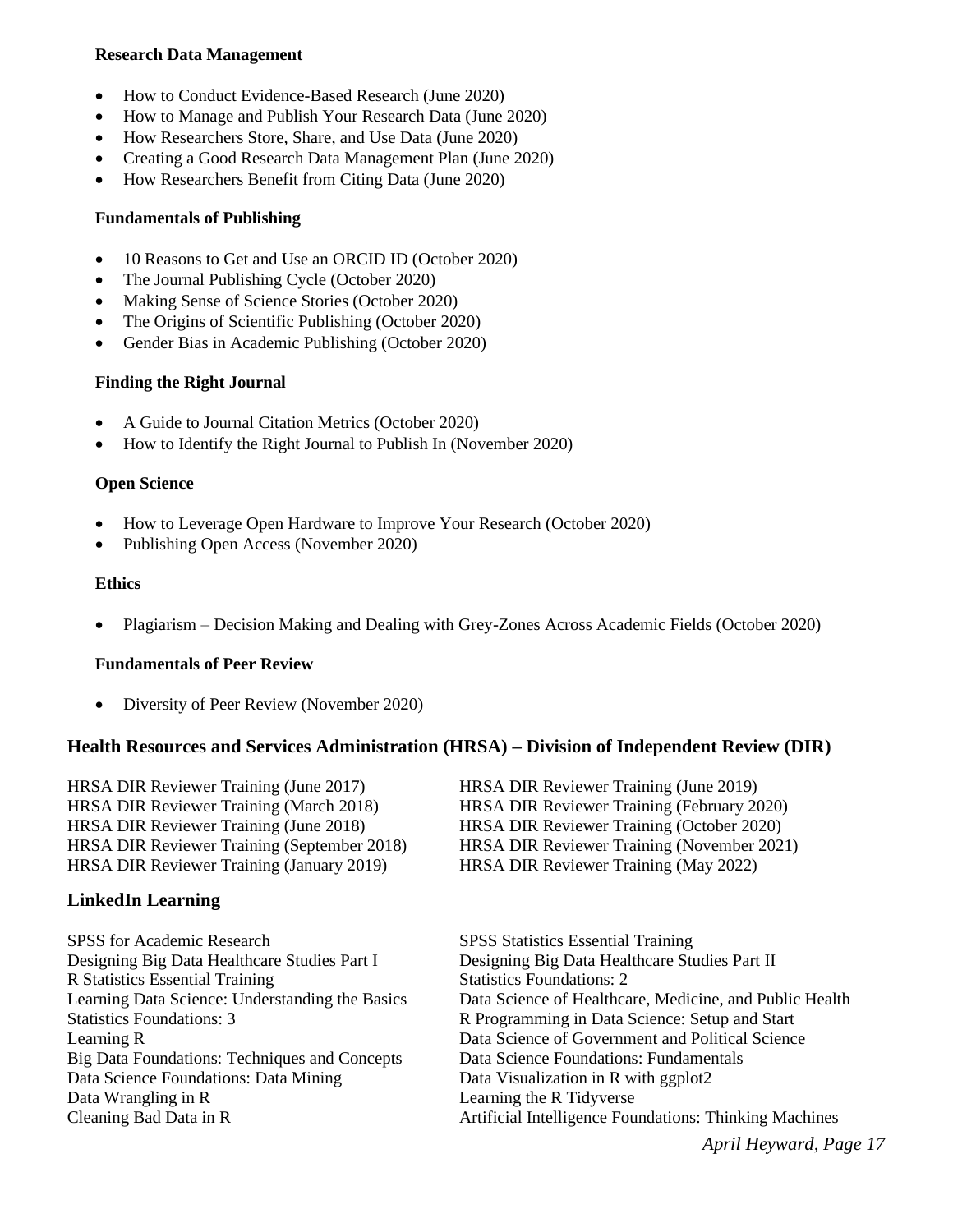**Research Data Management**

- How to Conduct Evidence-Based Research (June 2020)
- How to Manage and Publish Your Research Data (June 2020)
- How Researchers Store, Share, and Use Data (June 2020)
- Creating a Good Research Data Management Plan (June 2020)
- How Researchers Benefit from Citing Data (June 2020)

**Fundamentals of Publishing**

- 10 Reasons to Get and Use an ORCID ID (October 2020)
- The Journal Publishing Cycle (October 2020)
- Making Sense of Science Stories (October 2020)
- The Origins of Scientific Publishing (October 2020)
- Gender Bias in Academic Publishing (October 2020)

**Finding the Right Journal**

- A Guide to Journal Citation Metrics (October 2020)
- How to Identify the Right Journal to Publish In (November 2020)

**Open Science**

- How to Leverage Open Hardware to Improve Your Research (October 2020)
- Publishing Open Access (November 2020)

**Ethics**

- Plagiarism – Decision Making and Dealing with Grey-Zones Across Academic Fields (October 2020)

**Fundamentals of Peer Review**

- Diversity of Peer Review (November 2020)

## Health Resources and Services Administration (HRSA) – Division of Independent Review (DIR)

HRSA DIR Reviewer Training (June 2017)
HRSA DIR Reviewer Training (March 2018)
HRSA DIR Reviewer Training (June 2018)
HRSA DIR Reviewer Training (September 2018)
HRSA DIR Reviewer Training (January 2019)
HRSA DIR Reviewer Training (June 2019)
HRSA DIR Reviewer Training (February 2020)
HRSA DIR Reviewer Training (October 2020)
HRSA DIR Reviewer Training (November 2021)
HRSA DIR Reviewer Training (May 2022)

## LinkedIn Learning

SPSS for Academic Research
Designing Big Data Healthcare Studies Part I
R Statistics Essential Training
Learning Data Science: Understanding the Basics
Statistics Foundations: 3
Learning R
Big Data Foundations: Techniques and Concepts
Data Science Foundations: Data Mining
Data Wrangling in R
Cleaning Bad Data in R
SPSS Statistics Essential Training
Designing Big Data Healthcare Studies Part II
Statistics Foundations: 2
Data Science of Healthcare, Medicine, and Public Health
R Programming in Data Science: Setup and Start
Data Science of Government and Political Science
Data Science Foundations: Fundamentals
Data Visualization in R with ggplot2
Learning the R Tidyverse
Artificial Intelligence Foundations: Thinking Machines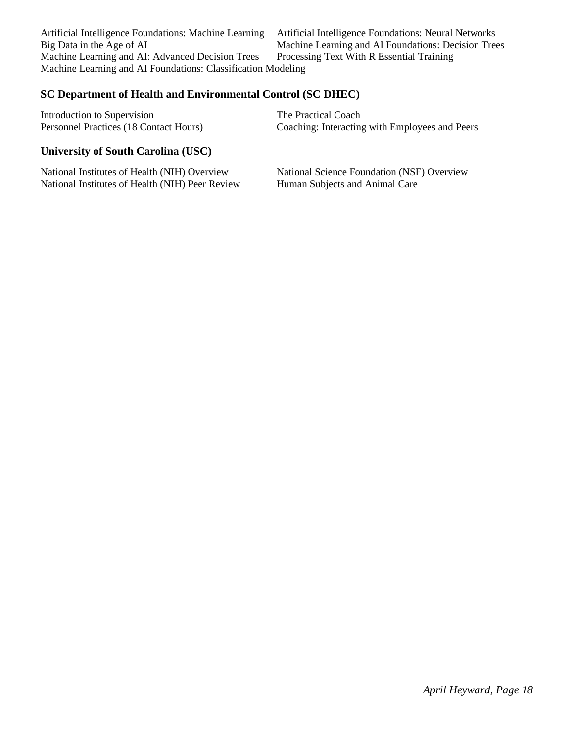Artificial Intelligence Foundations: Machine Learning
Artificial Intelligence Foundations: Neural Networks
Big Data in the Age of AI
Machine Learning and AI Foundations: Decision Trees
Machine Learning and AI: Advanced Decision Trees
Processing Text With R Essential Training
Machine Learning and AI Foundations: Classification Modeling

### SC Department of Health and Environmental Control (SC DHEC)

Introduction to Supervision
The Practical Coach
Personnel Practices (18 Contact Hours)
Coaching: Interacting with Employees and Peers

### University of South Carolina (USC)

National Institutes of Health (NIH) Overview
National Science Foundation (NSF) Overview
National Institutes of Health (NIH) Peer Review
Human Subjects and Animal Care